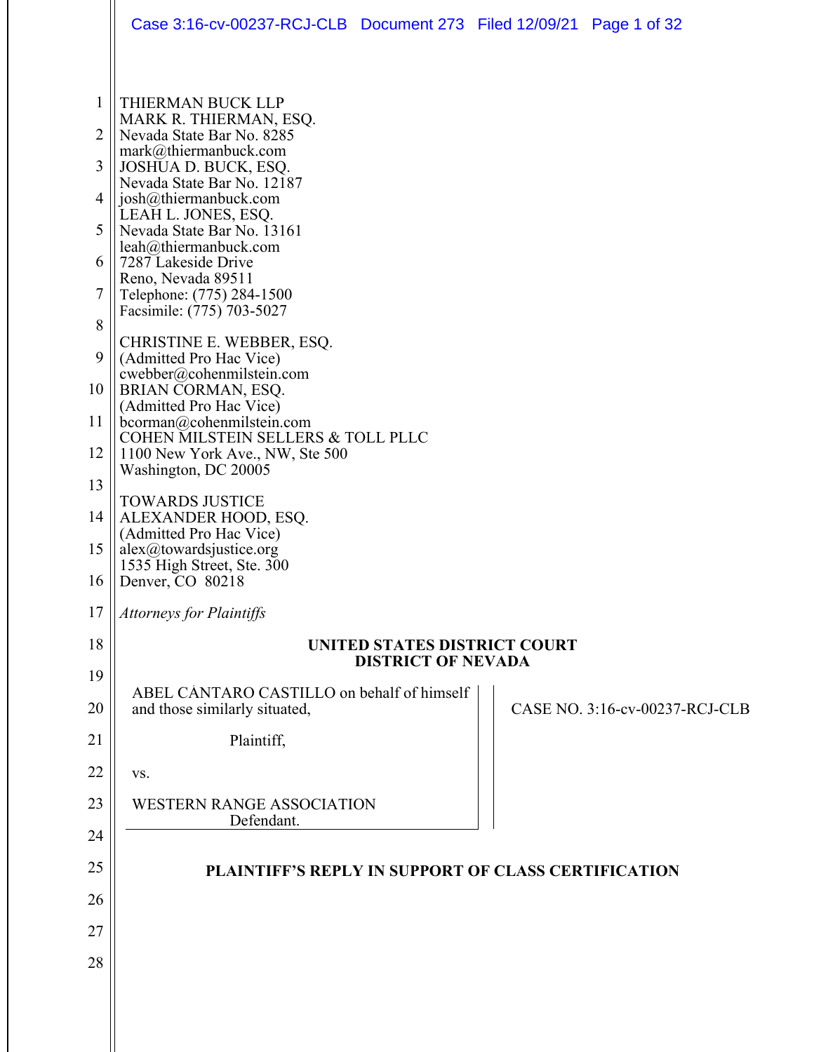THIERMAN BUCK LLP
MARK R. THIERMAN, ESQ.
Nevada State Bar No. 8285
mark@thiermanbuck.com
JOSHUA D. BUCK, ESQ.
Nevada State Bar No. 12187
josh@thiermanbuck.com
LEAH L. JONES, ESQ.
Nevada State Bar No. 13161
leah@thiermanbuck.com
7287 Lakeside Drive
Reno, Nevada 89511
Telephone: (775) 284-1500
Facsimile: (775) 703-5027

CHRISTINE E. WEBBER, ESQ.
(Admitted Pro Hac Vice)
cwebber@cohenmilstein.com
BRIAN CORMAN, ESQ.
(Admitted Pro Hac Vice)
bcorman@cohenmilstein.com
COHEN MILSTEIN SELLERS & TOLL PLLC
1100 New York Ave., NW, Ste 500
Washington, DC 20005

TOWARDS JUSTICE
ALEXANDER HOOD, ESQ.
(Admitted Pro Hac Vice)
alex@towardsjustice.org
1535 High Street, Ste. 300
Denver, CO 80218

*Attorneys for Plaintiffs*

**UNITED STATES DISTRICT COURT**
**DISTRICT OF NEVADA**

ABEL CÁNTARO CASTILLO on behalf of himself and those similarly situated,

Plaintiff,

vs.

WESTERN RANGE ASSOCIATION
Defendant.

CASE NO. 3:16-cv-00237-RCJ-CLB

**PLAINTIFF'S REPLY IN SUPPORT OF CLASS CERTIFICATION**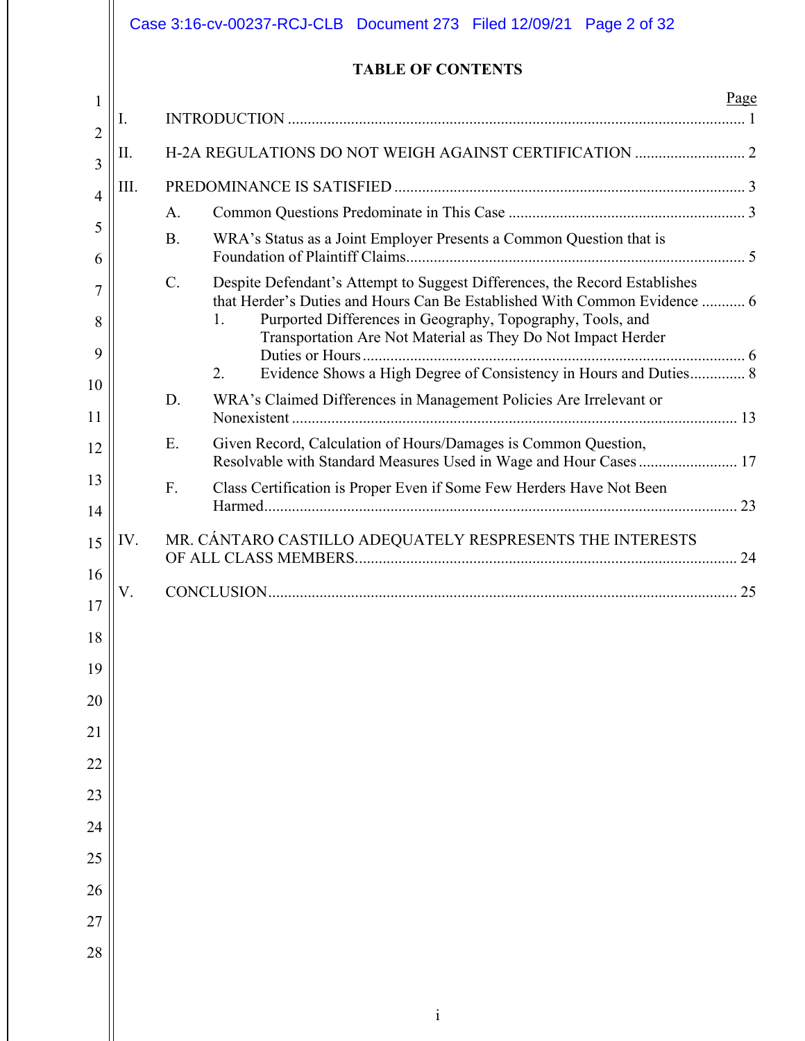# TABLE OF CONTENTS

| | | Page |
|---|---|---|
| I. | INTRODUCTION | 1 |
| II. | H-2A REGULATIONS DO NOT WEIGH AGAINST CERTIFICATION | 2 |
| III. | PREDOMINANCE IS SATISFIED | 3 |
| | A. Common Questions Predominate in This Case | 3 |
| | B. WRA's Status as a Joint Employer Presents a Common Question that is Foundation of Plaintiff Claims | 5 |
| | C. Despite Defendant's Attempt to Suggest Differences, the Record Establishes that Herder's Duties and Hours Can Be Established With Common Evidence | 6 |
| | 1. Purported Differences in Geography, Topography, Tools, and Transportation Are Not Material as They Do Not Impact Herder Duties or Hours | 6 |
| | 2. Evidence Shows a High Degree of Consistency in Hours and Duties | 8 |
| | D. WRA's Claimed Differences in Management Policies Are Irrelevant or Nonexistent | 13 |
| | E. Given Record, Calculation of Hours/Damages is Common Question, Resolvable with Standard Measures Used in Wage and Hour Cases | 17 |
| | F. Class Certification is Proper Even if Some Few Herders Have Not Been Harmed | 23 |
| IV. | MR. CÁNTARO CASTILLO ADEQUATELY RESPRESENTS THE INTERESTS OF ALL CLASS MEMBERS | 24 |
| V. | CONCLUSION | 25 |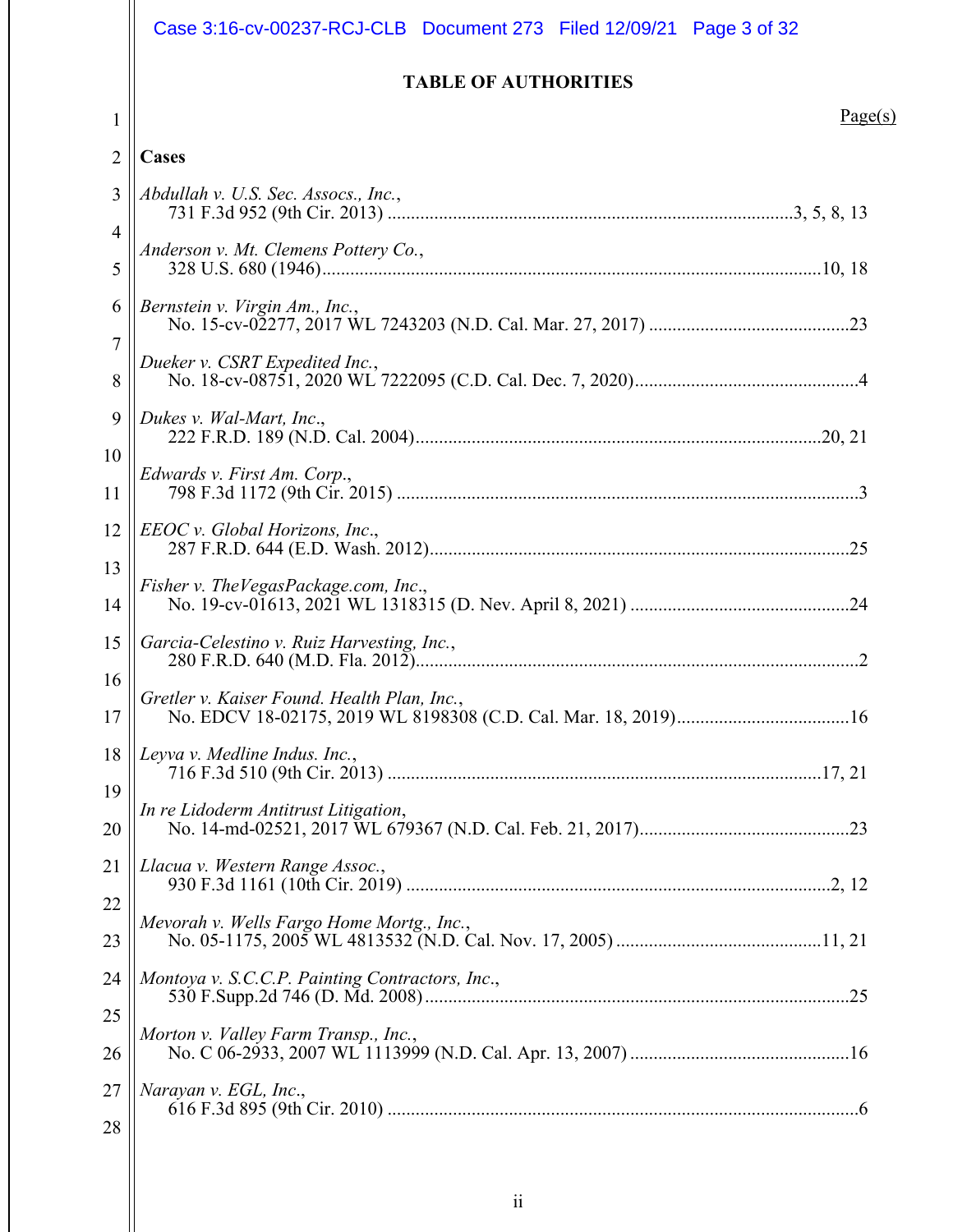## TABLE OF AUTHORITIES

Page(s)

### Cases

*Abdullah v. U.S. Sec. Assocs., Inc.*,
731 F.3d 952 (9th Cir. 2013) ....................................................................................3, 5, 8, 13

*Anderson v. Mt. Clemens Pottery Co.*,
328 U.S. 680 (1946)..........................................................................................................10, 18

*Bernstein v. Virgin Am., Inc.*,
No. 15-cv-02277, 2017 WL 7243203 (N.D. Cal. Mar. 27, 2017) ...........................................23

*Dueker v. CSRT Expedited Inc.*,
No. 18-cv-08751, 2020 WL 7222095 (C.D. Cal. Dec. 7, 2020)................................................4

*Dukes v. Wal-Mart, Inc*.,
222 F.R.D. 189 (N.D. Cal. 2004).......................................................................................20, 21

*Edwards v. First Am. Corp*.,
798 F.3d 1172 (9th Cir. 2015) ..................................................................................................3

*EEOC v. Global Horizons, Inc*.,
287 F.R.D. 644 (E.D. Wash. 2012)..........................................................................................25

*Fisher v. TheVegasPackage.com, Inc*.,
No. 19-cv-01613, 2021 WL 1318315 (D. Nev. April 8, 2021) ...............................................24

*Garcia-Celestino v. Ruiz Harvesting, Inc.*,
280 F.R.D. 640 (M.D. Fla. 2012)..............................................................................................2

*Gretler v. Kaiser Found. Health Plan, Inc.*,
No. EDCV 18-02175, 2019 WL 8198308 (C.D. Cal. Mar. 18, 2019).....................................16

*Leyva v. Medline Indus. Inc.*,
716 F.3d 510 (9th Cir. 2013) ............................................................................................17, 21

*In re Lidoderm Antitrust Litigation*,
No. 14-md-02521, 2017 WL 679367 (N.D. Cal. Feb. 21, 2017).............................................23

*Llacua v. Western Range Assoc.*,
930 F.3d 1161 (10th Cir. 2019) ..........................................................................................2, 12

*Mevorah v. Wells Fargo Home Mortg., Inc.*,
No. 05-1175, 2005 WL 4813532 (N.D. Cal. Nov. 17, 2005) ...........................................11, 21

*Montoya v. S.C.C.P. Painting Contractors, Inc*.,
530 F.Supp.2d 746 (D. Md. 2008)...........................................................................................25

*Morton v. Valley Farm Transp., Inc.*,
No. C 06-2933, 2007 WL 1113999 (N.D. Cal. Apr. 13, 2007) ...............................................16

*Narayan v. EGL, Inc*.,
616 F.3d 895 (9th Cir. 2010) ....................................................................................................6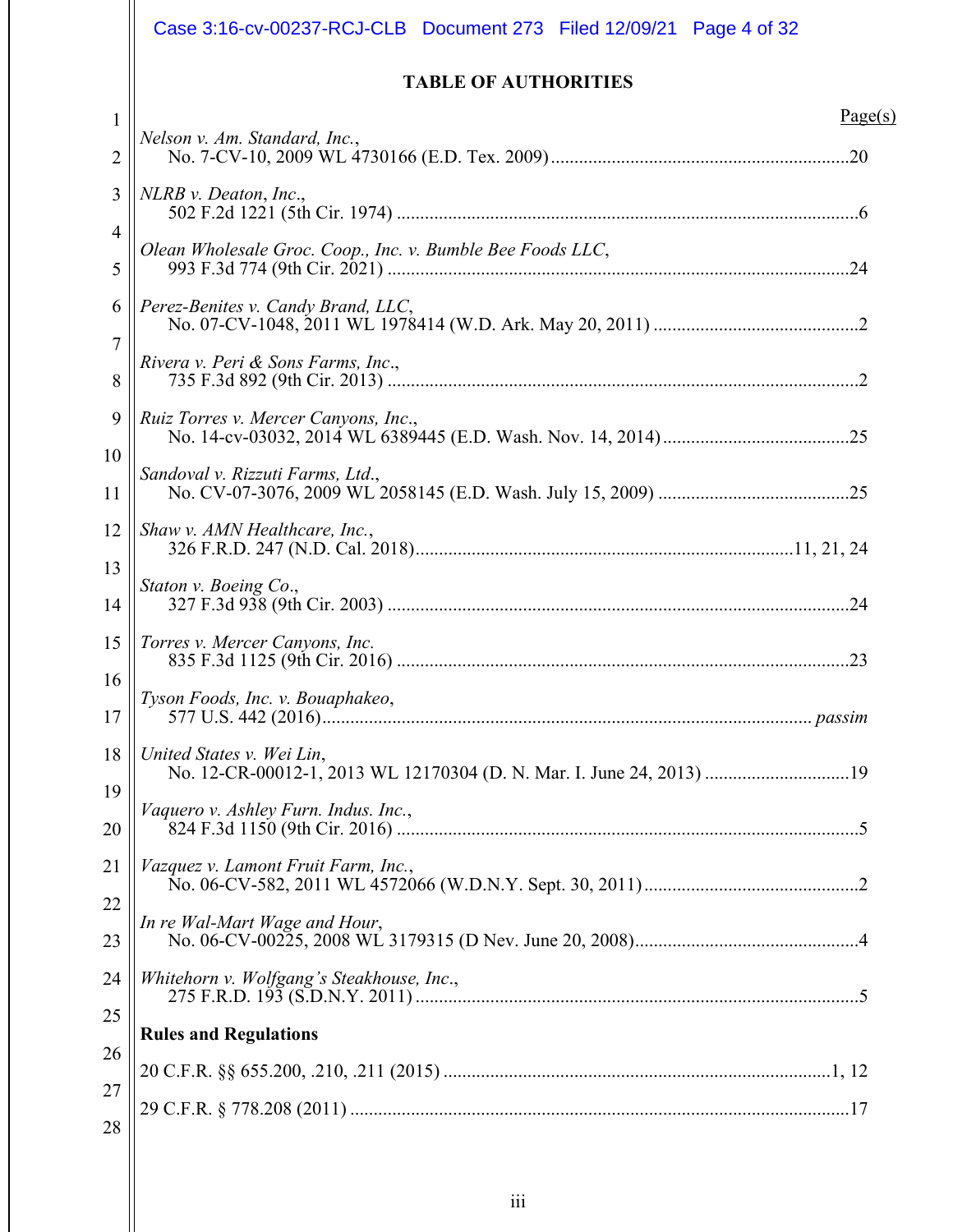## TABLE OF AUTHORITIES

| | Page(s) |
|---|---|
| *Nelson v. Am. Standard, Inc.*, No. 7-CV-10, 2009 WL 4730166 (E.D. Tex. 2009) | 20 |
| *NLRB v. Deaton, Inc*., 502 F.2d 1221 (5th Cir. 1974) | 6 |
| *Olean Wholesale Groc. Coop., Inc. v. Bumble Bee Foods LLC*, 993 F.3d 774 (9th Cir. 2021) | 24 |
| *Perez-Benites v. Candy Brand, LLC*, No. 07-CV-1048, 2011 WL 1978414 (W.D. Ark. May 20, 2011) | 2 |
| *Rivera v. Peri & Sons Farms, Inc*., 735 F.3d 892 (9th Cir. 2013) | 2 |
| *Ruiz Torres v. Mercer Canyons, Inc*., No. 14-cv-03032, 2014 WL 6389445 (E.D. Wash. Nov. 14, 2014) | 25 |
| *Sandoval v. Rizzuti Farms, Ltd*., No. CV-07-3076, 2009 WL 2058145 (E.D. Wash. July 15, 2009) | 25 |
| *Shaw v. AMN Healthcare, Inc.*, 326 F.R.D. 247 (N.D. Cal. 2018) | 11, 21, 24 |
| *Staton v. Boeing Co*., 327 F.3d 938 (9th Cir. 2003) | 24 |
| *Torres v. Mercer Canyons, Inc.* 835 F.3d 1125 (9th Cir. 2016) | 23 |
| *Tyson Foods, Inc. v. Bouaphakeo*, 577 U.S. 442 (2016) | *passim* |
| *United States v. Wei Lin*, No. 12-CR-00012-1, 2013 WL 12170304 (D. N. Mar. I. June 24, 2013) | 19 |
| *Vaquero v. Ashley Furn. Indus. Inc.*, 824 F.3d 1150 (9th Cir. 2016) | 5 |
| *Vazquez v. Lamont Fruit Farm, Inc.*, No. 06-CV-582, 2011 WL 4572066 (W.D.N.Y. Sept. 30, 2011) | 2 |
| *In re Wal-Mart Wage and Hour*, No. 06-CV-00225, 2008 WL 3179315 (D Nev. June 20, 2008) | 4 |
| *Whitehorn v. Wolfgang's Steakhouse, Inc.*, 275 F.R.D. 193 (S.D.N.Y. 2011) | 5 |

**Rules and Regulations**

| | |
|---|---|
| 20 C.F.R. §§ 655.200, .210, .211 (2015) | 1, 12 |
| 29 C.F.R. § 778.208 (2011) | 17 |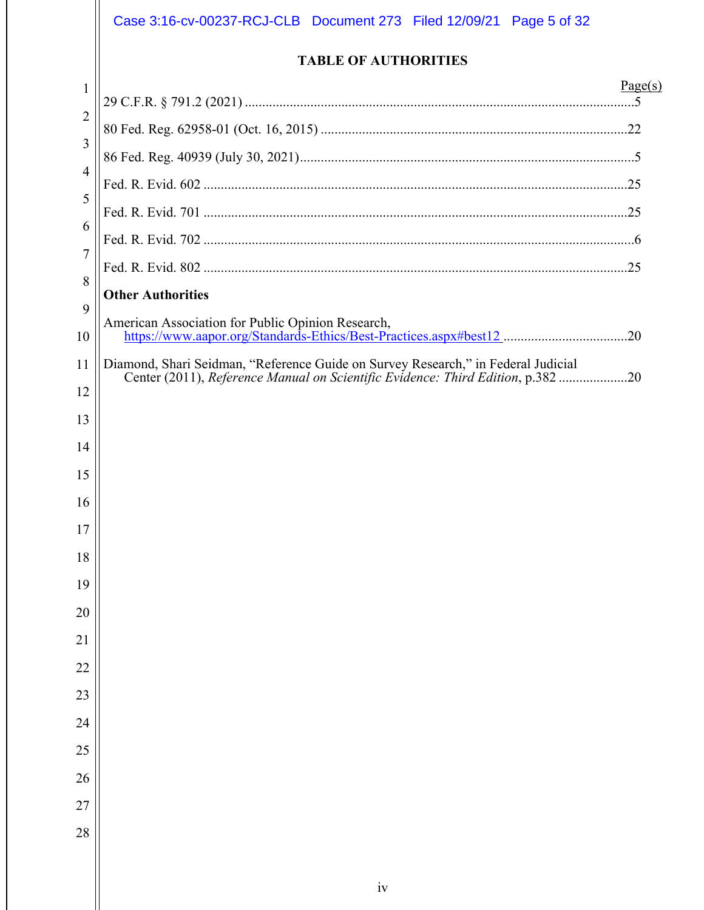## TABLE OF AUTHORITIES

Page(s)

29 C.F.R. § 791.2 (2021) ....................................................................................................5

80 Fed. Reg. 62958-01 (Oct. 16, 2015) ..........................................................................22

86 Fed. Reg. 40939 (July 30, 2021)...................................................................................5

Fed. R. Evid. 602 ............................................................................................................25

Fed. R. Evid. 701 ............................................................................................................25

Fed. R. Evid. 702 ..............................................................................................................6

Fed. R. Evid. 802 ............................................................................................................25

**Other Authorities**

American Association for Public Opinion Research, https://www.aapor.org/Standards-Ethics/Best-Practices.aspx#best12 ....................................20

Diamond, Shari Seidman, "Reference Guide on Survey Research," in Federal Judicial Center (2011), *Reference Manual on Scientific Evidence: Third Edition*, p.382 ....................20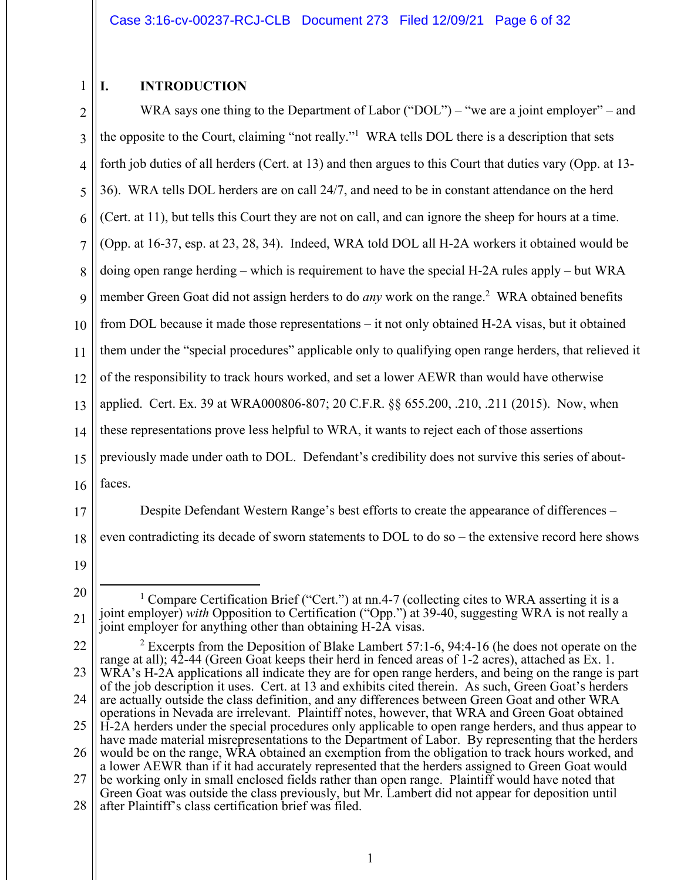## I. INTRODUCTION

WRA says one thing to the Department of Labor ("DOL") – "we are a joint employer" – and the opposite to the Court, claiming "not really."[1] WRA tells DOL there is a description that sets forth job duties of all herders (Cert. at 13) and then argues to this Court that duties vary (Opp. at 13-36). WRA tells DOL herders are on call 24/7, and need to be in constant attendance on the herd (Cert. at 11), but tells this Court they are not on call, and can ignore the sheep for hours at a time. (Opp. at 16-37, esp. at 23, 28, 34). Indeed, WRA told DOL all H-2A workers it obtained would be doing open range herding – which is requirement to have the special H-2A rules apply – but WRA member Green Goat did not assign herders to do *any* work on the range.[2] WRA obtained benefits from DOL because it made those representations – it not only obtained H-2A visas, but it obtained them under the "special procedures" applicable only to qualifying open range herders, that relieved it of the responsibility to track hours worked, and set a lower AEWR than would have otherwise applied. Cert. Ex. 39 at WRA000806-807; 20 C.F.R. §§ 655.200, .210, .211 (2015). Now, when these representations prove less helpful to WRA, it wants to reject each of those assertions previously made under oath to DOL. Defendant's credibility does not survive this series of about-faces.

Despite Defendant Western Range's best efforts to create the appearance of differences – even contradicting its decade of sworn statements to DOL to do so – the extensive record here shows

---

[1] Compare Certification Brief ("Cert.") at nn.4-7 (collecting cites to WRA asserting it is a joint employer) *with* Opposition to Certification ("Opp.") at 39-40, suggesting WRA is not really a joint employer for anything other than obtaining H-2A visas.

[2] Excerpts from the Deposition of Blake Lambert 57:1-6, 94:4-16 (he does not operate on the range at all); 42-44 (Green Goat keeps their herd in fenced areas of 1-2 acres), attached as Ex. 1. WRA's H-2A applications all indicate they are for open range herders, and being on the range is part of the job description it uses. Cert. at 13 and exhibits cited therein. As such, Green Goat's herders are actually outside the class definition, and any differences between Green Goat and other WRA operations in Nevada are irrelevant. Plaintiff notes, however, that WRA and Green Goat obtained H-2A herders under the special procedures only applicable to open range herders, and thus appear to have made material misrepresentations to the Department of Labor. By representing that the herders would be on the range, WRA obtained an exemption from the obligation to track hours worked, and a lower AEWR than if it had accurately represented that the herders assigned to Green Goat would be working only in small enclosed fields rather than open range. Plaintiff would have noted that Green Goat was outside the class previously, but Mr. Lambert did not appear for deposition until after Plaintiff's class certification brief was filed.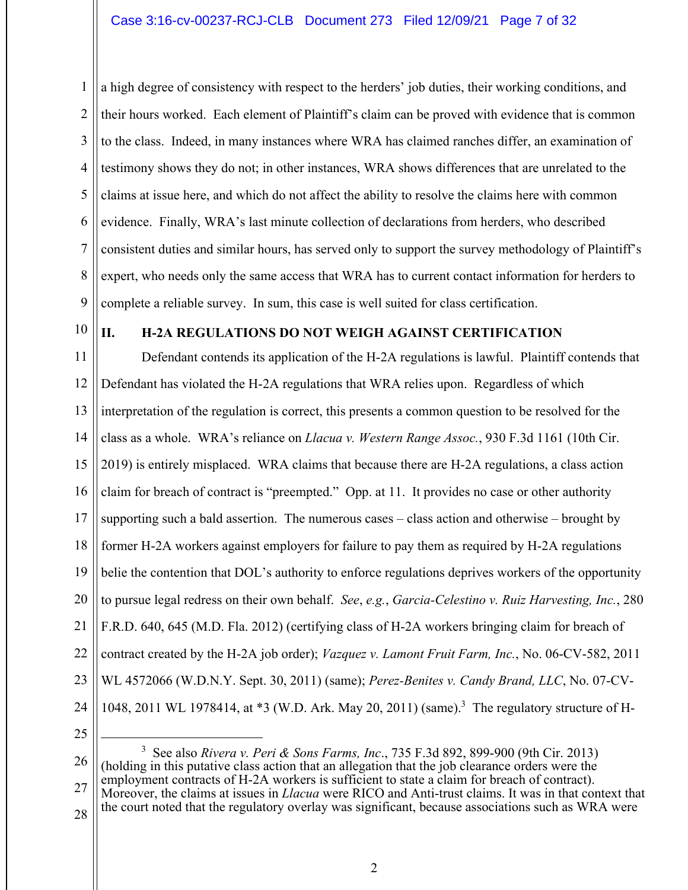a high degree of consistency with respect to the herders' job duties, their working conditions, and their hours worked. Each element of Plaintiff's claim can be proved with evidence that is common to the class. Indeed, in many instances where WRA has claimed ranches differ, an examination of testimony shows they do not; in other instances, WRA shows differences that are unrelated to the claims at issue here, and which do not affect the ability to resolve the claims here with common evidence. Finally, WRA's last minute collection of declarations from herders, who described consistent duties and similar hours, has served only to support the survey methodology of Plaintiff's expert, who needs only the same access that WRA has to current contact information for herders to complete a reliable survey. In sum, this case is well suited for class certification.

## II. H-2A REGULATIONS DO NOT WEIGH AGAINST CERTIFICATION

Defendant contends its application of the H-2A regulations is lawful. Plaintiff contends that Defendant has violated the H-2A regulations that WRA relies upon. Regardless of which interpretation of the regulation is correct, this presents a common question to be resolved for the class as a whole. WRA's reliance on *Llacua v. Western Range Assoc.*, 930 F.3d 1161 (10th Cir. 2019) is entirely misplaced. WRA claims that because there are H-2A regulations, a class action claim for breach of contract is "preempted." Opp. at 11. It provides no case or other authority supporting such a bald assertion. The numerous cases – class action and otherwise – brought by former H-2A workers against employers for failure to pay them as required by H-2A regulations belie the contention that DOL's authority to enforce regulations deprives workers of the opportunity to pursue legal redress on their own behalf. *See*, *e.g.*, *Garcia-Celestino v. Ruiz Harvesting, Inc.*, 280 F.R.D. 640, 645 (M.D. Fla. 2012) (certifying class of H-2A workers bringing claim for breach of contract created by the H-2A job order); *Vazquez v. Lamont Fruit Farm, Inc.*, No. 06-CV-582, 2011 WL 4572066 (W.D.N.Y. Sept. 30, 2011) (same); *Perez-Benites v. Candy Brand, LLC*, No. 07-CV-1048, 2011 WL 1978414, at *3 (W.D. Ark. May 20, 2011) (same).[3] The regulatory structure of H-

---

[3] See also *Rivera v. Peri & Sons Farms, Inc*., 735 F.3d 892, 899-900 (9th Cir. 2013) (holding in this putative class action that an allegation that the job clearance orders were the employment contracts of H-2A workers is sufficient to state a claim for breach of contract). Moreover, the claims at issues in *Llacua* were RICO and Anti-trust claims. It was in that context that the court noted that the regulatory overlay was significant, because associations such as WRA were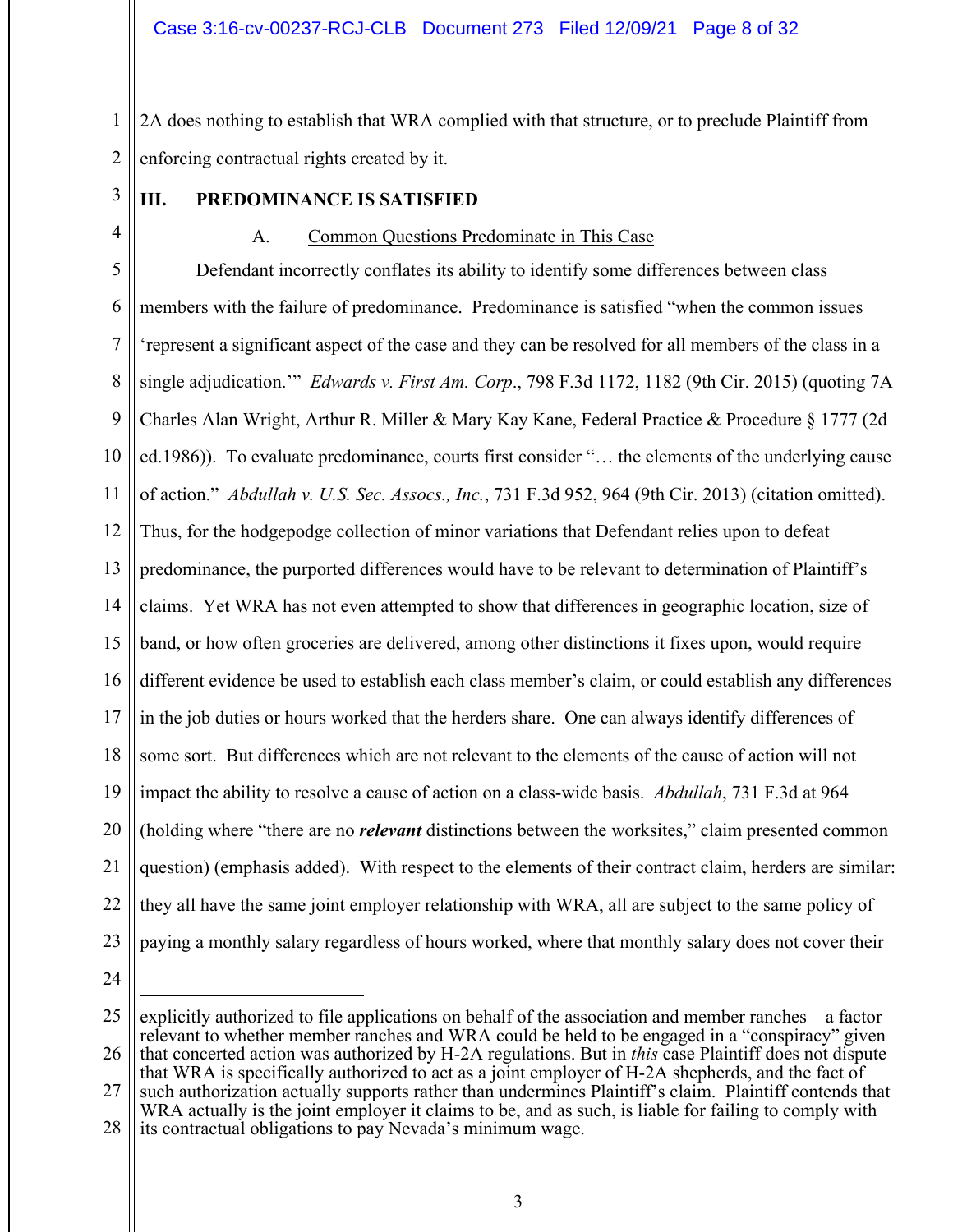2A does nothing to establish that WRA complied with that structure, or to preclude Plaintiff from enforcing contractual rights created by it.

## III. PREDOMINANCE IS SATISFIED

### A. Common Questions Predominate in This Case

Defendant incorrectly conflates its ability to identify some differences between class members with the failure of predominance. Predominance is satisfied "when the common issues 'represent a significant aspect of the case and they can be resolved for all members of the class in a single adjudication.'" *Edwards v. First Am. Corp*., 798 F.3d 1172, 1182 (9th Cir. 2015) (quoting 7A Charles Alan Wright, Arthur R. Miller & Mary Kay Kane, Federal Practice & Procedure § 1777 (2d ed.1986)). To evaluate predominance, courts first consider "… the elements of the underlying cause of action." *Abdullah v. U.S. Sec. Assocs., Inc.*, 731 F.3d 952, 964 (9th Cir. 2013) (citation omitted). Thus, for the hodgepodge collection of minor variations that Defendant relies upon to defeat predominance, the purported differences would have to be relevant to determination of Plaintiff's claims. Yet WRA has not even attempted to show that differences in geographic location, size of band, or how often groceries are delivered, among other distinctions it fixes upon, would require different evidence be used to establish each class member's claim, or could establish any differences in the job duties or hours worked that the herders share. One can always identify differences of some sort. But differences which are not relevant to the elements of the cause of action will not impact the ability to resolve a cause of action on a class-wide basis. *Abdullah*, 731 F.3d at 964 (holding where "there are no ***relevant*** distinctions between the worksites," claim presented common question) (emphasis added). With respect to the elements of their contract claim, herders are similar: they all have the same joint employer relationship with WRA, all are subject to the same policy of paying a monthly salary regardless of hours worked, where that monthly salary does not cover their

---

explicitly authorized to file applications on behalf of the association and member ranches – a factor relevant to whether member ranches and WRA could be held to be engaged in a "conspiracy" given that concerted action was authorized by H-2A regulations. But in *this* case Plaintiff does not dispute that WRA is specifically authorized to act as a joint employer of H-2A shepherds, and the fact of such authorization actually supports rather than undermines Plaintiff's claim. Plaintiff contends that WRA actually is the joint employer it claims to be, and as such, is liable for failing to comply with its contractual obligations to pay Nevada's minimum wage.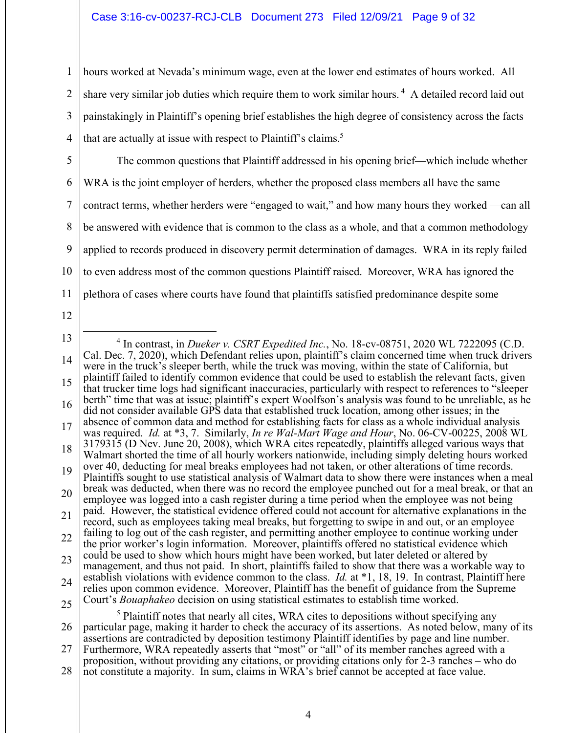hours worked at Nevada's minimum wage, even at the lower end estimates of hours worked. All share very similar job duties which require them to work similar hours.[4] A detailed record laid out painstakingly in Plaintiff's opening brief establishes the high degree of consistency across the facts that are actually at issue with respect to Plaintiff's claims.[5]

The common questions that Plaintiff addressed in his opening brief—which include whether WRA is the joint employer of herders, whether the proposed class members all have the same contract terms, whether herders were "engaged to wait," and how many hours they worked —can all be answered with evidence that is common to the class as a whole, and that a common methodology applied to records produced in discovery permit determination of damages. WRA in its reply failed to even address most of the common questions Plaintiff raised. Moreover, WRA has ignored the plethora of cases where courts have found that plaintiffs satisfied predominance despite some

---

[4] In contrast, in *Dueker v. CSRT Expedited Inc.*, No. 18-cv-08751, 2020 WL 7222095 (C.D. Cal. Dec. 7, 2020), which Defendant relies upon, plaintiff's claim concerned time when truck drivers were in the truck's sleeper berth, while the truck was moving, within the state of California, but plaintiff failed to identify common evidence that could be used to establish the relevant facts, given that trucker time logs had significant inaccuracies, particularly with respect to references to "sleeper berth" time that was at issue; plaintiff's expert Woolfson's analysis was found to be unreliable, as he did not consider available GPS data that established truck location, among other issues; in the absence of common data and method for establishing facts for class as a whole individual analysis was required. *Id.* at *3, 7. Similarly, *In re Wal-Mart Wage and Hour*, No. 06-CV-00225, 2008 WL 3179315 (D Nev. June 20, 2008), which WRA cites repeatedly, plaintiffs alleged various ways that Walmart shorted the time of all hourly workers nationwide, including simply deleting hours worked over 40, deducting for meal breaks employees had not taken, or other alterations of time records. Plaintiffs sought to use statistical analysis of Walmart data to show there were instances when a meal break was deducted, when there was no record the employee punched out for a meal break, or that an employee was logged into a cash register during a time period when the employee was not being paid. However, the statistical evidence offered could not account for alternative explanations in the record, such as employees taking meal breaks, but forgetting to swipe in and out, or an employee failing to log out of the cash register, and permitting another employee to continue working under the prior worker's login information. Moreover, plaintiffs offered no statistical evidence which could be used to show which hours might have been worked, but later deleted or altered by management, and thus not paid. In short, plaintiffs failed to show that there was a workable way to establish violations with evidence common to the class. *Id.* at *1, 18, 19. In contrast, Plaintiff here relies upon common evidence. Moreover, Plaintiff has the benefit of guidance from the Supreme Court's *Bouaphakeo* decision on using statistical estimates to establish time worked.

[5] Plaintiff notes that nearly all cites, WRA cites to depositions without specifying any particular page, making it harder to check the accuracy of its assertions. As noted below, many of its assertions are contradicted by deposition testimony Plaintiff identifies by page and line number. Furthermore, WRA repeatedly asserts that "most" or "all" of its member ranches agreed with a proposition, without providing any citations, or providing citations only for 2-3 ranches – who do not constitute a majority. In sum, claims in WRA's brief cannot be accepted at face value.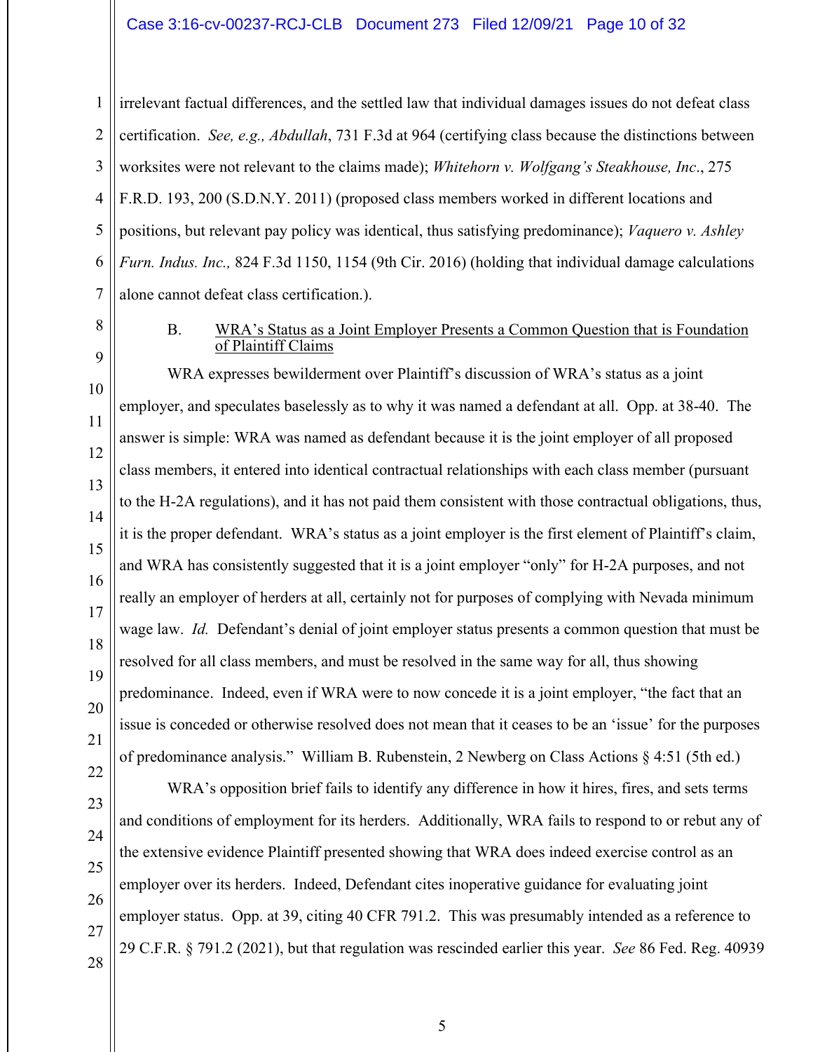irrelevant factual differences, and the settled law that individual damages issues do not defeat class certification. *See, e.g., Abdullah*, 731 F.3d at 964 (certifying class because the distinctions between worksites were not relevant to the claims made); *Whitehorn v. Wolfgang's Steakhouse, Inc*., 275 F.R.D. 193, 200 (S.D.N.Y. 2011) (proposed class members worked in different locations and positions, but relevant pay policy was identical, thus satisfying predominance); *Vaquero v. Ashley Furn. Indus. Inc.,* 824 F.3d 1150, 1154 (9th Cir. 2016) (holding that individual damage calculations alone cannot defeat class certification.).

B. <u>WRA's Status as a Joint Employer Presents a Common Question that is Foundation of Plaintiff Claims</u>

WRA expresses bewilderment over Plaintiff's discussion of WRA's status as a joint employer, and speculates baselessly as to why it was named a defendant at all. Opp. at 38-40. The answer is simple: WRA was named as defendant because it is the joint employer of all proposed class members, it entered into identical contractual relationships with each class member (pursuant to the H-2A regulations), and it has not paid them consistent with those contractual obligations, thus, it is the proper defendant. WRA's status as a joint employer is the first element of Plaintiff's claim, and WRA has consistently suggested that it is a joint employer "only" for H-2A purposes, and not really an employer of herders at all, certainly not for purposes of complying with Nevada minimum wage law. *Id.* Defendant's denial of joint employer status presents a common question that must be resolved for all class members, and must be resolved in the same way for all, thus showing predominance. Indeed, even if WRA were to now concede it is a joint employer, "the fact that an issue is conceded or otherwise resolved does not mean that it ceases to be an 'issue' for the purposes of predominance analysis." William B. Rubenstein, 2 Newberg on Class Actions § 4:51 (5th ed.)

WRA's opposition brief fails to identify any difference in how it hires, fires, and sets terms and conditions of employment for its herders. Additionally, WRA fails to respond to or rebut any of the extensive evidence Plaintiff presented showing that WRA does indeed exercise control as an employer over its herders. Indeed, Defendant cites inoperative guidance for evaluating joint employer status. Opp. at 39, citing 40 CFR 791.2. This was presumably intended as a reference to 29 C.F.R. § 791.2 (2021), but that regulation was rescinded earlier this year. *See* 86 Fed. Reg. 40939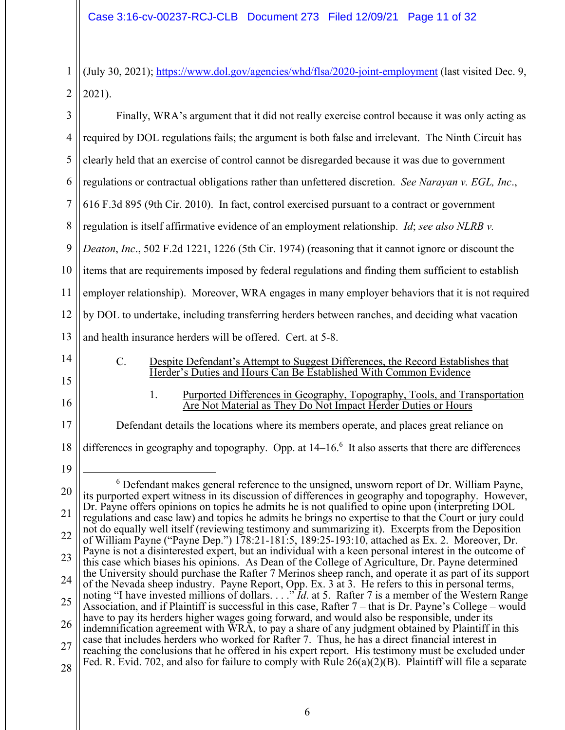(July 30, 2021); https://www.dol.gov/agencies/whd/flsa/2020-joint-employment (last visited Dec. 9, 2021).

Finally, WRA's argument that it did not really exercise control because it was only acting as required by DOL regulations fails; the argument is both false and irrelevant. The Ninth Circuit has clearly held that an exercise of control cannot be disregarded because it was due to government regulations or contractual obligations rather than unfettered discretion. *See Narayan v. EGL, Inc*., 616 F.3d 895 (9th Cir. 2010). In fact, control exercised pursuant to a contract or government regulation is itself affirmative evidence of an employment relationship. *Id*; *see also NLRB v. Deaton*, *Inc*., 502 F.2d 1221, 1226 (5th Cir. 1974) (reasoning that it cannot ignore or discount the items that are requirements imposed by federal regulations and finding them sufficient to establish employer relationship). Moreover, WRA engages in many employer behaviors that it is not required by DOL to undertake, including transferring herders between ranches, and deciding what vacation and health insurance herders will be offered. Cert. at 5-8.

C. Despite Defendant's Attempt to Suggest Differences, the Record Establishes that Herder's Duties and Hours Can Be Established With Common Evidence

1. Purported Differences in Geography, Topography, Tools, and Transportation Are Not Material as They Do Not Impact Herder Duties or Hours

Defendant details the locations where its members operate, and places great reliance on differences in geography and topography. Opp. at 14–16.[6] It also asserts that there are differences

[6] Defendant makes general reference to the unsigned, unsworn report of Dr. William Payne, its purported expert witness in its discussion of differences in geography and topography. However, Dr. Payne offers opinions on topics he admits he is not qualified to opine upon (interpreting DOL regulations and case law) and topics he admits he brings no expertise to that the Court or jury could not do equally well itself (reviewing testimony and summarizing it). Excerpts from the Deposition of William Payne ("Payne Dep.") 178:21-181:5, 189:25-193:10, attached as Ex. 2. Moreover, Dr. Payne is not a disinterested expert, but an individual with a keen personal interest in the outcome of this case which biases his opinions. As Dean of the College of Agriculture, Dr. Payne determined the University should purchase the Rafter 7 Merinos sheep ranch, and operate it as part of its support of the Nevada sheep industry. Payne Report, Opp. Ex. 3 at 3. He refers to this in personal terms, noting "I have invested millions of dollars. . . ." *Id*. at 5. Rafter 7 is a member of the Western Range Association, and if Plaintiff is successful in this case, Rafter 7 – that is Dr. Payne's College – would have to pay its herders higher wages going forward, and would also be responsible, under its indemnification agreement with WRA, to pay a share of any judgment obtained by Plaintiff in this case that includes herders who worked for Rafter 7. Thus, he has a direct financial interest in reaching the conclusions that he offered in his expert report. His testimony must be excluded under Fed. R. Evid. 702, and also for failure to comply with Rule 26(a)(2)(B). Plaintiff will file a separate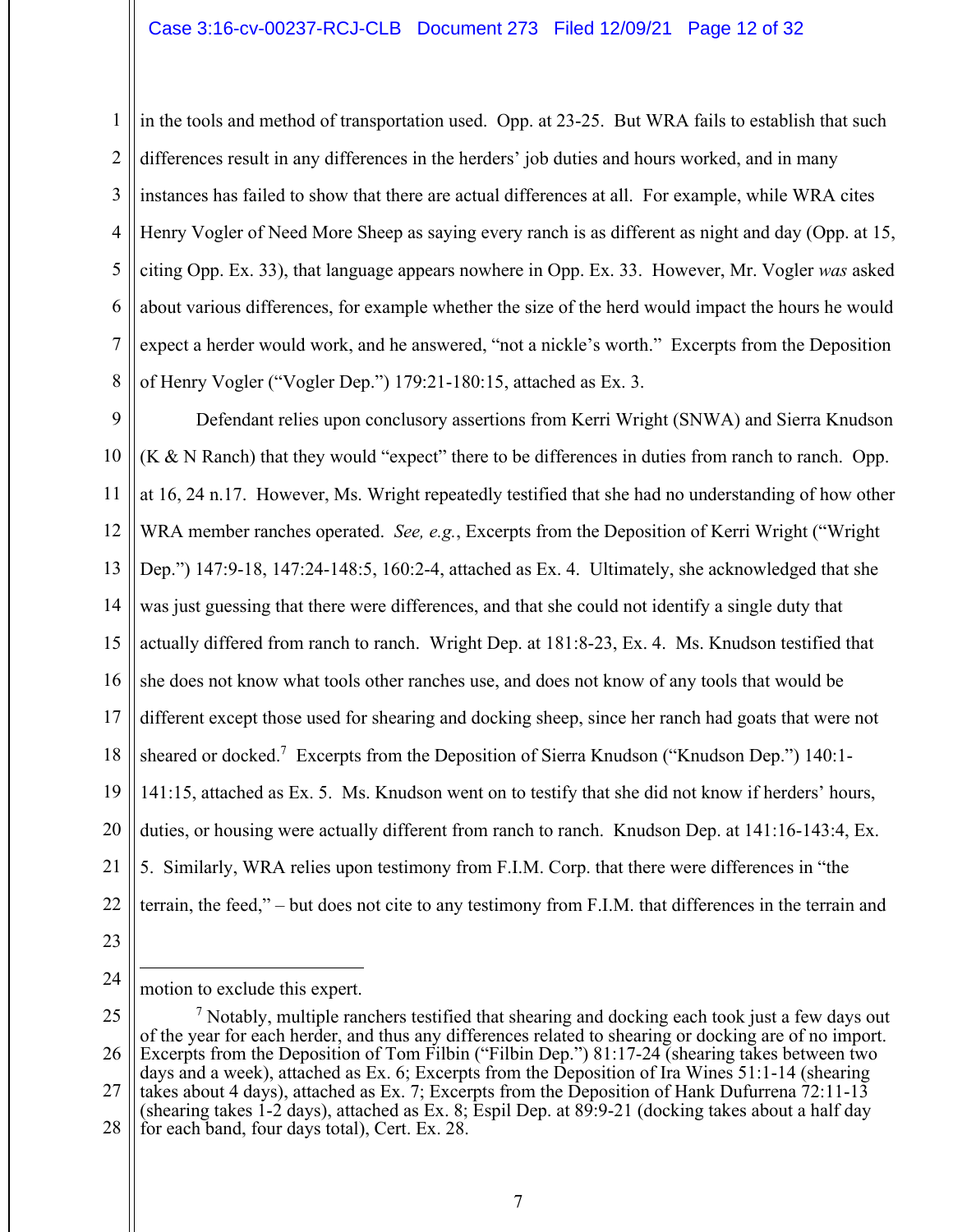in the tools and method of transportation used. Opp. at 23-25. But WRA fails to establish that such differences result in any differences in the herders' job duties and hours worked, and in many instances has failed to show that there are actual differences at all. For example, while WRA cites Henry Vogler of Need More Sheep as saying every ranch is as different as night and day (Opp. at 15, citing Opp. Ex. 33), that language appears nowhere in Opp. Ex. 33. However, Mr. Vogler *was* asked about various differences, for example whether the size of the herd would impact the hours he would expect a herder would work, and he answered, "not a nickle's worth." Excerpts from the Deposition of Henry Vogler ("Vogler Dep.") 179:21-180:15, attached as Ex. 3.

Defendant relies upon conclusory assertions from Kerri Wright (SNWA) and Sierra Knudson (K & N Ranch) that they would "expect" there to be differences in duties from ranch to ranch. Opp. at 16, 24 n.17. However, Ms. Wright repeatedly testified that she had no understanding of how other WRA member ranches operated. *See, e.g.*, Excerpts from the Deposition of Kerri Wright ("Wright Dep.") 147:9-18, 147:24-148:5, 160:2-4, attached as Ex. 4. Ultimately, she acknowledged that she was just guessing that there were differences, and that she could not identify a single duty that actually differed from ranch to ranch. Wright Dep. at 181:8-23, Ex. 4. Ms. Knudson testified that she does not know what tools other ranches use, and does not know of any tools that would be different except those used for shearing and docking sheep, since her ranch had goats that were not sheared or docked.[7] Excerpts from the Deposition of Sierra Knudson ("Knudson Dep.") 140:1-141:15, attached as Ex. 5. Ms. Knudson went on to testify that she did not know if herders' hours, duties, or housing were actually different from ranch to ranch. Knudson Dep. at 141:16-143:4, Ex. 5. Similarly, WRA relies upon testimony from F.I.M. Corp. that there were differences in "the terrain, the feed," – but does not cite to any testimony from F.I.M. that differences in the terrain and

---

motion to exclude this expert.

[7] Notably, multiple ranchers testified that shearing and docking each took just a few days out of the year for each herder, and thus any differences related to shearing or docking are of no import. Excerpts from the Deposition of Tom Filbin ("Filbin Dep.") 81:17-24 (shearing takes between two days and a week), attached as Ex. 6; Excerpts from the Deposition of Ira Wines 51:1-14 (shearing takes about 4 days), attached as Ex. 7; Excerpts from the Deposition of Hank Dufurrena 72:11-13 (shearing takes 1-2 days), attached as Ex. 8; Espil Dep. at 89:9-21 (docking takes about a half day for each band, four days total), Cert. Ex. 28.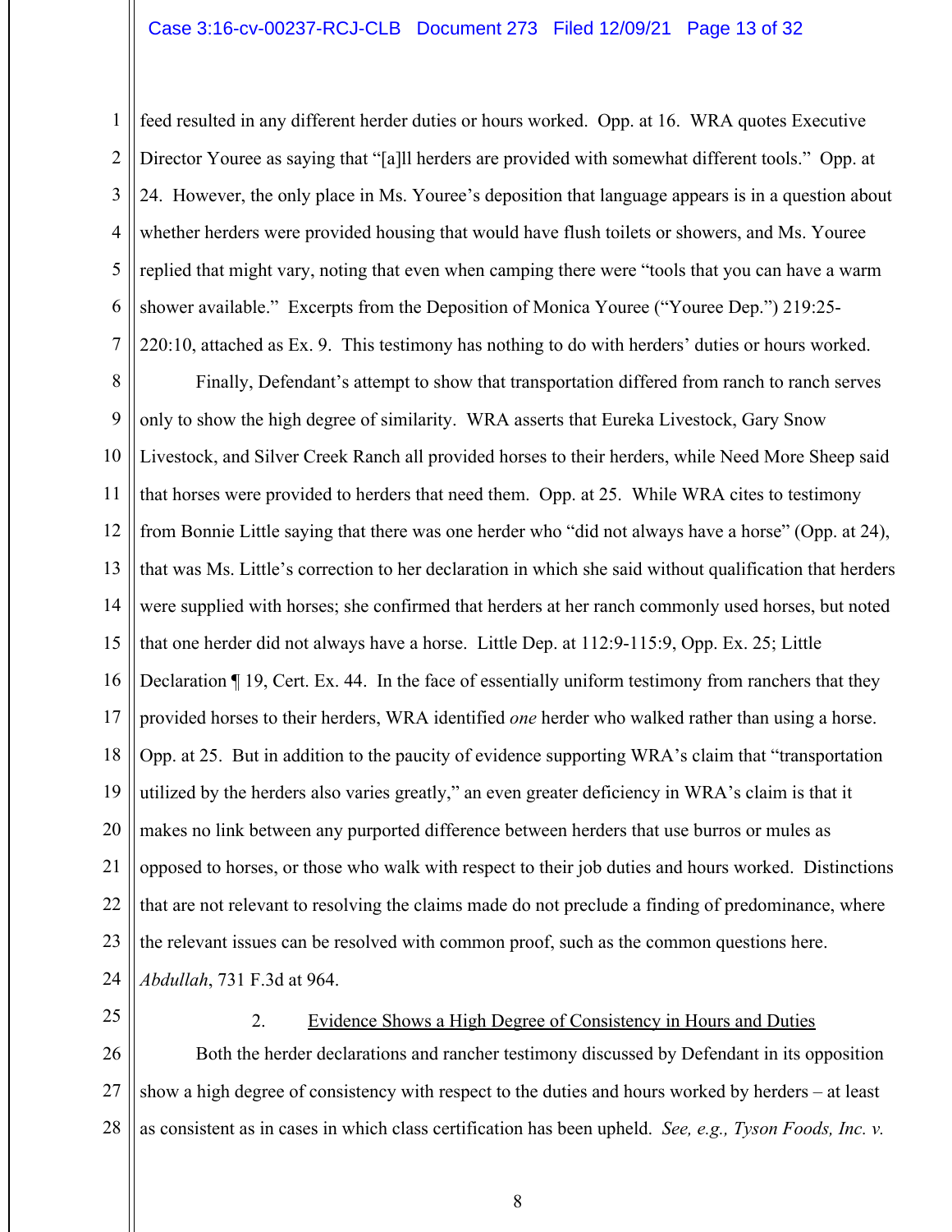feed resulted in any different herder duties or hours worked. Opp. at 16. WRA quotes Executive Director Youree as saying that "[a]ll herders are provided with somewhat different tools." Opp. at 24. However, the only place in Ms. Youree's deposition that language appears is in a question about whether herders were provided housing that would have flush toilets or showers, and Ms. Youree replied that might vary, noting that even when camping there were "tools that you can have a warm shower available." Excerpts from the Deposition of Monica Youree ("Youree Dep.") 219:25-220:10, attached as Ex. 9. This testimony has nothing to do with herders' duties or hours worked.

Finally, Defendant's attempt to show that transportation differed from ranch to ranch serves only to show the high degree of similarity. WRA asserts that Eureka Livestock, Gary Snow Livestock, and Silver Creek Ranch all provided horses to their herders, while Need More Sheep said that horses were provided to herders that need them. Opp. at 25. While WRA cites to testimony from Bonnie Little saying that there was one herder who "did not always have a horse" (Opp. at 24), that was Ms. Little's correction to her declaration in which she said without qualification that herders were supplied with horses; she confirmed that herders at her ranch commonly used horses, but noted that one herder did not always have a horse. Little Dep. at 112:9-115:9, Opp. Ex. 25; Little Declaration ¶ 19, Cert. Ex. 44. In the face of essentially uniform testimony from ranchers that they provided horses to their herders, WRA identified *one* herder who walked rather than using a horse. Opp. at 25. But in addition to the paucity of evidence supporting WRA's claim that "transportation utilized by the herders also varies greatly," an even greater deficiency in WRA's claim is that it makes no link between any purported difference between herders that use burros or mules as opposed to horses, or those who walk with respect to their job duties and hours worked. Distinctions that are not relevant to resolving the claims made do not preclude a finding of predominance, where the relevant issues can be resolved with common proof, such as the common questions here. *Abdullah*, 731 F.3d at 964.

2. Evidence Shows a High Degree of Consistency in Hours and Duties

Both the herder declarations and rancher testimony discussed by Defendant in its opposition show a high degree of consistency with respect to the duties and hours worked by herders – at least as consistent as in cases in which class certification has been upheld. *See, e.g., Tyson Foods, Inc. v.*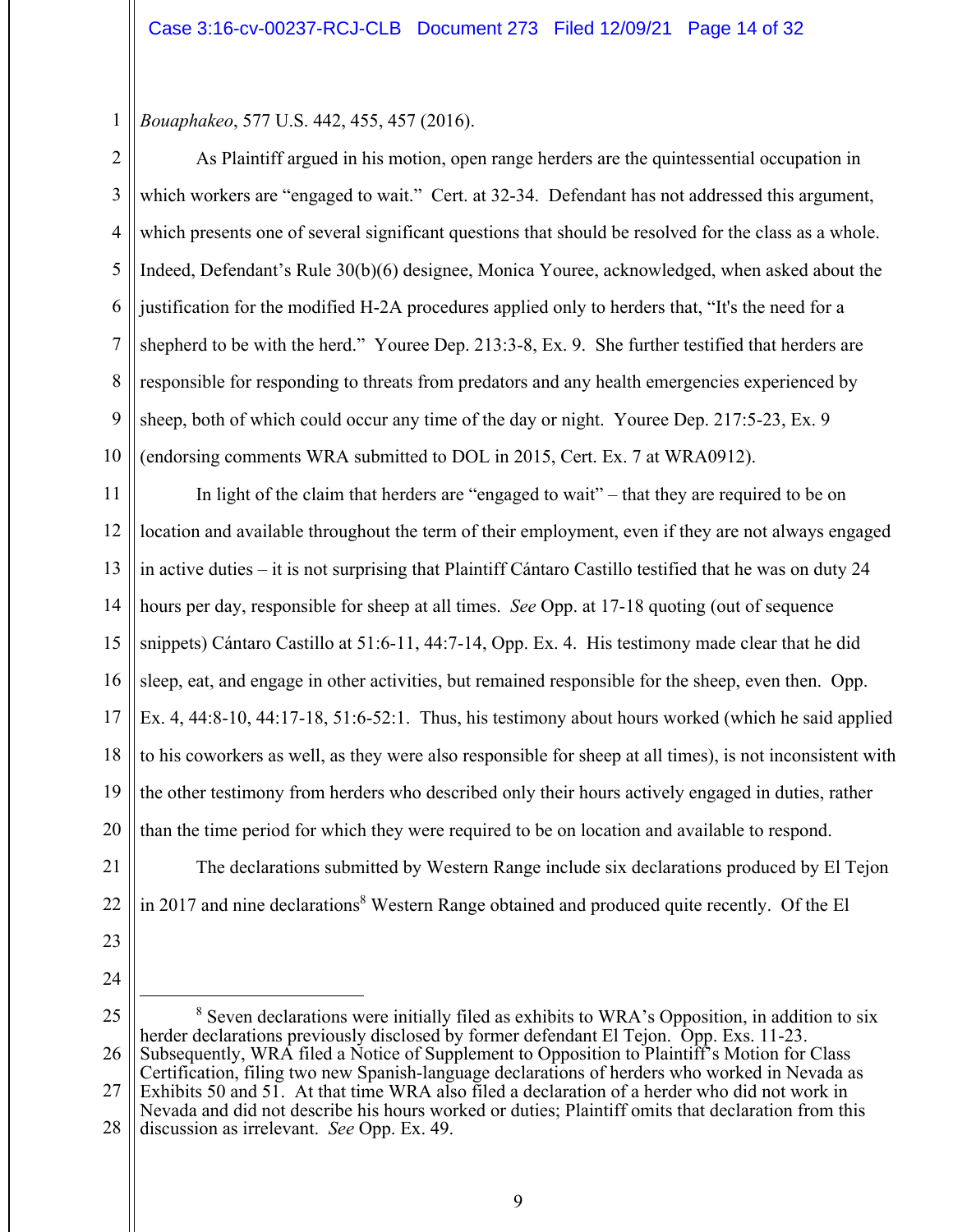*Bouaphakeo*, 577 U.S. 442, 455, 457 (2016).

As Plaintiff argued in his motion, open range herders are the quintessential occupation in which workers are "engaged to wait." Cert. at 32-34. Defendant has not addressed this argument, which presents one of several significant questions that should be resolved for the class as a whole. Indeed, Defendant's Rule 30(b)(6) designee, Monica Youree, acknowledged, when asked about the justification for the modified H-2A procedures applied only to herders that, "It's the need for a shepherd to be with the herd." Youree Dep. 213:3-8, Ex. 9. She further testified that herders are responsible for responding to threats from predators and any health emergencies experienced by sheep, both of which could occur any time of the day or night. Youree Dep. 217:5-23, Ex. 9 (endorsing comments WRA submitted to DOL in 2015, Cert. Ex. 7 at WRA0912).

In light of the claim that herders are "engaged to wait" – that they are required to be on location and available throughout the term of their employment, even if they are not always engaged in active duties – it is not surprising that Plaintiff Cántaro Castillo testified that he was on duty 24 hours per day, responsible for sheep at all times. *See* Opp. at 17-18 quoting (out of sequence snippets) Cántaro Castillo at 51:6-11, 44:7-14, Opp. Ex. 4. His testimony made clear that he did sleep, eat, and engage in other activities, but remained responsible for the sheep, even then. Opp. Ex. 4, 44:8-10, 44:17-18, 51:6-52:1. Thus, his testimony about hours worked (which he said applied to his coworkers as well, as they were also responsible for sheep at all times), is not inconsistent with the other testimony from herders who described only their hours actively engaged in duties, rather than the time period for which they were required to be on location and available to respond.

The declarations submitted by Western Range include six declarations produced by El Tejon in 2017 and nine declarations[8] Western Range obtained and produced quite recently. Of the El

---

[8] Seven declarations were initially filed as exhibits to WRA's Opposition, in addition to six herder declarations previously disclosed by former defendant El Tejon. Opp. Exs. 11-23. Subsequently, WRA filed a Notice of Supplement to Opposition to Plaintiff's Motion for Class Certification, filing two new Spanish-language declarations of herders who worked in Nevada as Exhibits 50 and 51. At that time WRA also filed a declaration of a herder who did not work in Nevada and did not describe his hours worked or duties; Plaintiff omits that declaration from this discussion as irrelevant. *See* Opp. Ex. 49.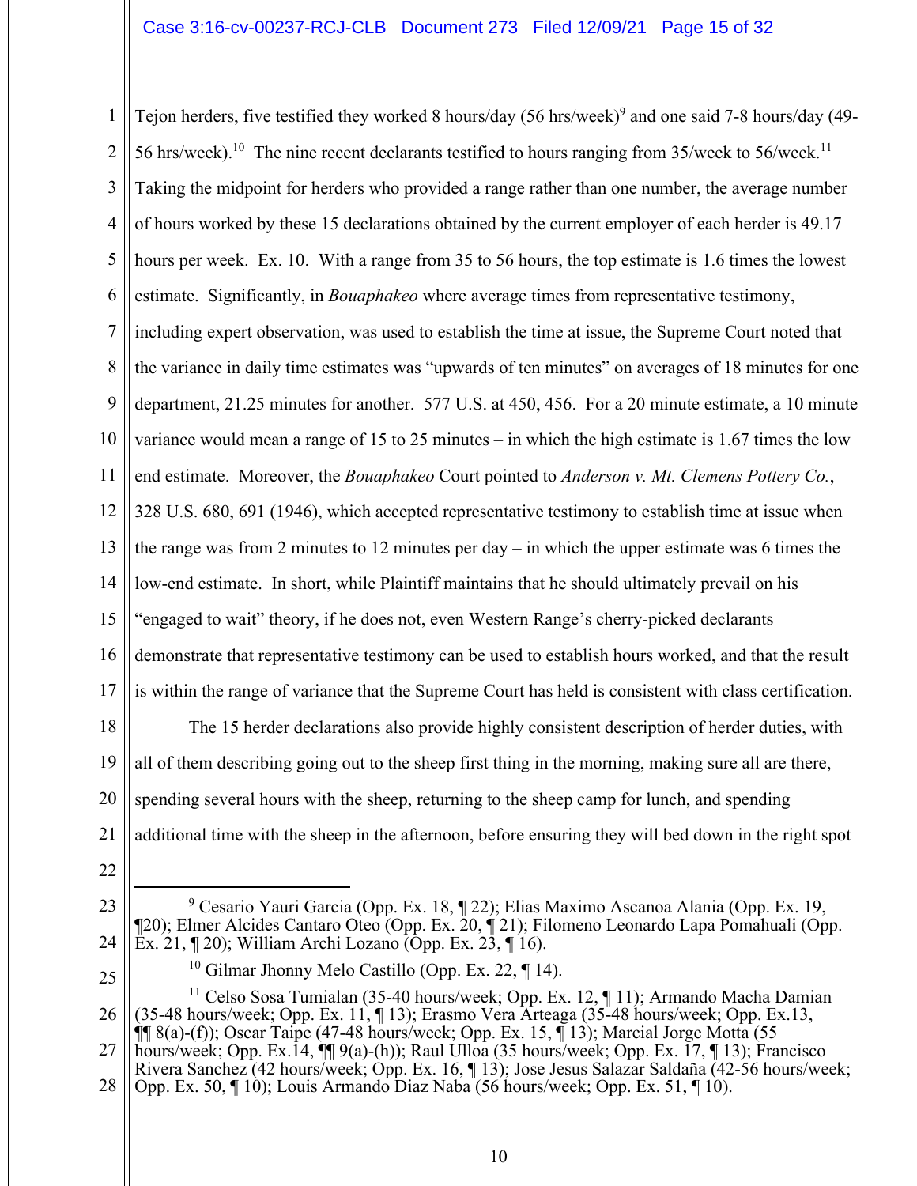Tejon herders, five testified they worked 8 hours/day (56 hrs/week)[9] and one said 7-8 hours/day (49-56 hrs/week).[10] The nine recent declarants testified to hours ranging from 35/week to 56/week.[11] Taking the midpoint for herders who provided a range rather than one number, the average number of hours worked by these 15 declarations obtained by the current employer of each herder is 49.17 hours per week. Ex. 10. With a range from 35 to 56 hours, the top estimate is 1.6 times the lowest estimate. Significantly, in *Bouaphakeo* where average times from representative testimony, including expert observation, was used to establish the time at issue, the Supreme Court noted that the variance in daily time estimates was "upwards of ten minutes" on averages of 18 minutes for one department, 21.25 minutes for another. 577 U.S. at 450, 456. For a 20 minute estimate, a 10 minute variance would mean a range of 15 to 25 minutes – in which the high estimate is 1.67 times the low end estimate. Moreover, the *Bouaphakeo* Court pointed to *Anderson v. Mt. Clemens Pottery Co.*, 328 U.S. 680, 691 (1946), which accepted representative testimony to establish time at issue when the range was from 2 minutes to 12 minutes per day – in which the upper estimate was 6 times the low-end estimate. In short, while Plaintiff maintains that he should ultimately prevail on his "engaged to wait" theory, if he does not, even Western Range's cherry-picked declarants demonstrate that representative testimony can be used to establish hours worked, and that the result is within the range of variance that the Supreme Court has held is consistent with class certification.

The 15 herder declarations also provide highly consistent description of herder duties, with all of them describing going out to the sheep first thing in the morning, making sure all are there, spending several hours with the sheep, returning to the sheep camp for lunch, and spending additional time with the sheep in the afternoon, before ensuring they will bed down in the right spot

---

[9] Cesario Yauri Garcia (Opp. Ex. 18, ¶ 22); Elias Maximo Ascanoa Alania (Opp. Ex. 19, ¶20); Elmer Alcides Cantaro Oteo (Opp. Ex. 20, ¶ 21); Filomeno Leonardo Lapa Pomahuali (Opp. Ex. 21, ¶ 20); William Archi Lozano (Opp. Ex. 23, ¶ 16).

[10] Gilmar Jhonny Melo Castillo (Opp. Ex. 22, ¶ 14).

[11] Celso Sosa Tumialan (35-40 hours/week; Opp. Ex. 12, ¶ 11); Armando Macha Damian (35-48 hours/week; Opp. Ex. 11, ¶ 13); Erasmo Vera Arteaga (35-48 hours/week; Opp. Ex.13, ¶¶ 8(a)-(f)); Oscar Taipe (47-48 hours/week; Opp. Ex. 15, ¶ 13); Marcial Jorge Motta (55 hours/week; Opp. Ex.14, ¶¶ 9(a)-(h)); Raul Ulloa (35 hours/week; Opp. Ex. 17, ¶ 13); Francisco Rivera Sanchez (42 hours/week; Opp. Ex. 16, ¶ 13); Jose Jesus Salazar Saldaña (42-56 hours/week; Opp. Ex. 50, ¶ 10); Louis Armando Diaz Naba (56 hours/week; Opp. Ex. 51, ¶ 10).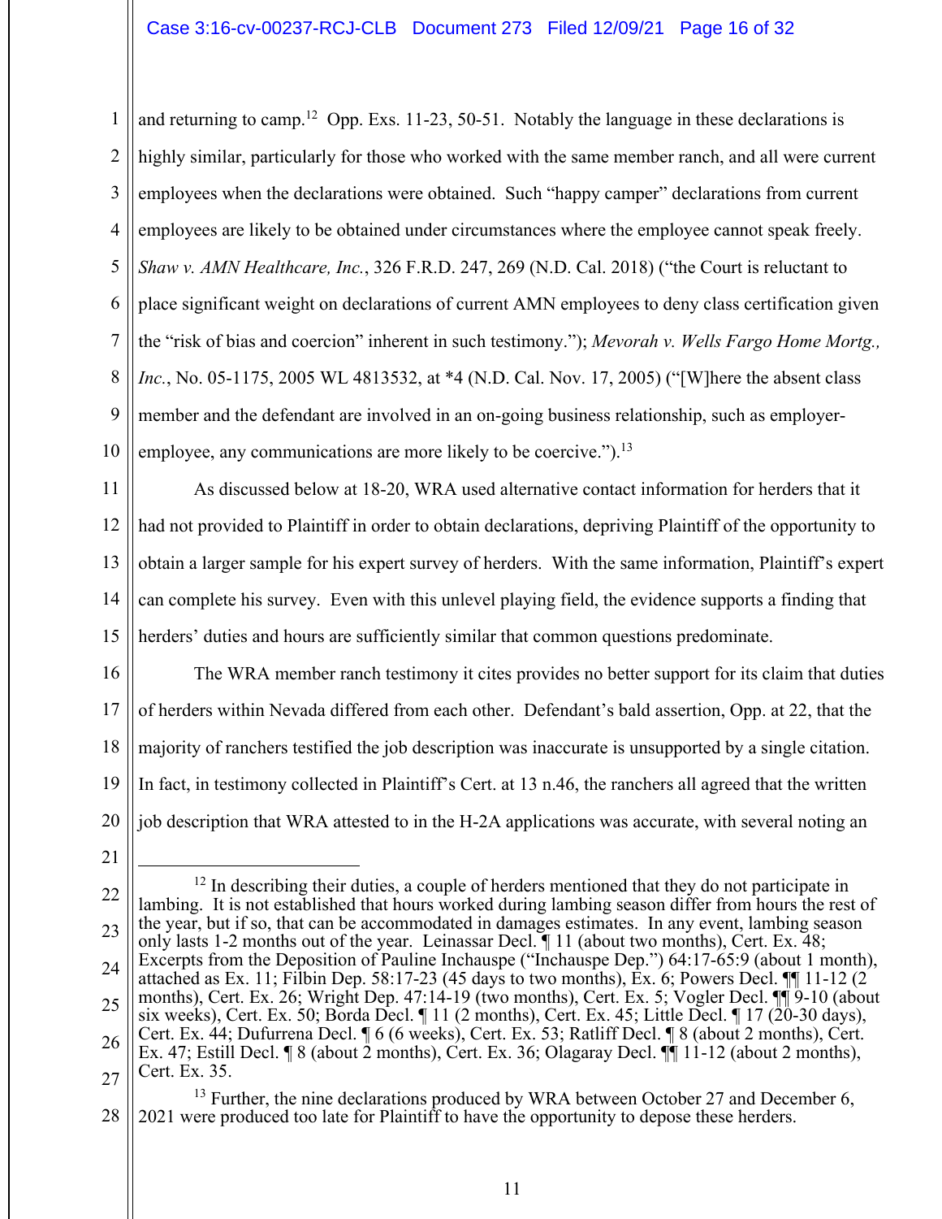and returning to camp.[12] Opp. Exs. 11-23, 50-51. Notably the language in these declarations is highly similar, particularly for those who worked with the same member ranch, and all were current employees when the declarations were obtained. Such "happy camper" declarations from current employees are likely to be obtained under circumstances where the employee cannot speak freely. *Shaw v. AMN Healthcare, Inc.*, 326 F.R.D. 247, 269 (N.D. Cal. 2018) ("the Court is reluctant to place significant weight on declarations of current AMN employees to deny class certification given the "risk of bias and coercion" inherent in such testimony."); *Mevorah v. Wells Fargo Home Mortg., Inc.*, No. 05-1175, 2005 WL 4813532, at *4 (N.D. Cal. Nov. 17, 2005) ("[W]here the absent class member and the defendant are involved in an on-going business relationship, such as employer-employee, any communications are more likely to be coercive.").[13]

As discussed below at 18-20, WRA used alternative contact information for herders that it had not provided to Plaintiff in order to obtain declarations, depriving Plaintiff of the opportunity to obtain a larger sample for his expert survey of herders. With the same information, Plaintiff's expert can complete his survey. Even with this unlevel playing field, the evidence supports a finding that herders' duties and hours are sufficiently similar that common questions predominate.

The WRA member ranch testimony it cites provides no better support for its claim that duties of herders within Nevada differed from each other. Defendant's bald assertion, Opp. at 22, that the majority of ranchers testified the job description was inaccurate is unsupported by a single citation. In fact, in testimony collected in Plaintiff's Cert. at 13 n.46, the ranchers all agreed that the written job description that WRA attested to in the H-2A applications was accurate, with several noting an

---

[12] In describing their duties, a couple of herders mentioned that they do not participate in lambing. It is not established that hours worked during lambing season differ from hours the rest of the year, but if so, that can be accommodated in damages estimates. In any event, lambing season only lasts 1-2 months out of the year. Leinassar Decl. ¶ 11 (about two months), Cert. Ex. 48; Excerpts from the Deposition of Pauline Inchauspe ("Inchauspe Dep.") 64:17-65:9 (about 1 month), attached as Ex. 11; Filbin Dep. 58:17-23 (45 days to two months), Ex. 6; Powers Decl. ¶¶ 11-12 (2 months), Cert. Ex. 26; Wright Dep. 47:14-19 (two months), Cert. Ex. 5; Vogler Decl. ¶¶ 9-10 (about six weeks), Cert. Ex. 50; Borda Decl. ¶ 11 (2 months), Cert. Ex. 45; Little Decl. ¶ 17 (20-30 days), Cert. Ex. 44; Dufurrena Decl. ¶ 6 (6 weeks), Cert. Ex. 53; Ratliff Decl. ¶ 8 (about 2 months), Cert. Ex. 47; Estill Decl. ¶ 8 (about 2 months), Cert. Ex. 36; Olagaray Decl. ¶¶ 11-12 (about 2 months), Cert. Ex. 35.

[13] Further, the nine declarations produced by WRA between October 27 and December 6, 2021 were produced too late for Plaintiff to have the opportunity to depose these herders.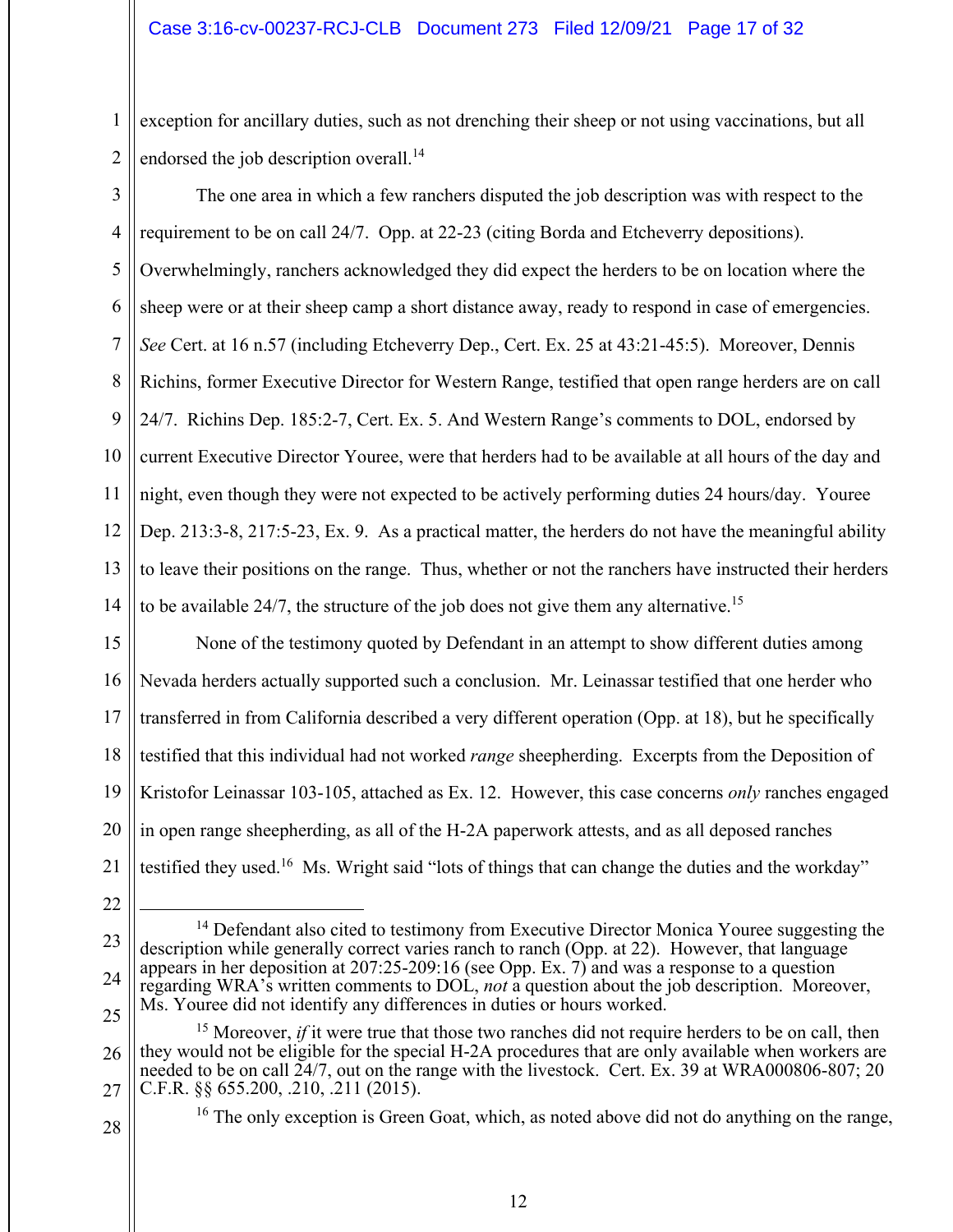exception for ancillary duties, such as not drenching their sheep or not using vaccinations, but all endorsed the job description overall.[14]

The one area in which a few ranchers disputed the job description was with respect to the requirement to be on call 24/7. Opp. at 22-23 (citing Borda and Etcheverry depositions). Overwhelmingly, ranchers acknowledged they did expect the herders to be on location where the sheep were or at their sheep camp a short distance away, ready to respond in case of emergencies. *See* Cert. at 16 n.57 (including Etcheverry Dep., Cert. Ex. 25 at 43:21-45:5). Moreover, Dennis Richins, former Executive Director for Western Range, testified that open range herders are on call 24/7. Richins Dep. 185:2-7, Cert. Ex. 5. And Western Range's comments to DOL, endorsed by current Executive Director Youree, were that herders had to be available at all hours of the day and night, even though they were not expected to be actively performing duties 24 hours/day. Youree Dep. 213:3-8, 217:5-23, Ex. 9. As a practical matter, the herders do not have the meaningful ability to leave their positions on the range. Thus, whether or not the ranchers have instructed their herders to be available 24/7, the structure of the job does not give them any alternative.[15]

None of the testimony quoted by Defendant in an attempt to show different duties among Nevada herders actually supported such a conclusion. Mr. Leinassar testified that one herder who transferred in from California described a very different operation (Opp. at 18), but he specifically testified that this individual had not worked *range* sheepherding. Excerpts from the Deposition of Kristofor Leinassar 103-105, attached as Ex. 12. However, this case concerns *only* ranches engaged in open range sheepherding, as all of the H-2A paperwork attests, and as all deposed ranches testified they used.[16] Ms. Wright said "lots of things that can change the duties and the workday"

---

[14] Defendant also cited to testimony from Executive Director Monica Youree suggesting the description while generally correct varies ranch to ranch (Opp. at 22). However, that language appears in her deposition at 207:25-209:16 (see Opp. Ex. 7) and was a response to a question regarding WRA's written comments to DOL, *not* a question about the job description. Moreover, Ms. Youree did not identify any differences in duties or hours worked.

[15] Moreover, *if* it were true that those two ranches did not require herders to be on call, then they would not be eligible for the special H-2A procedures that are only available when workers are needed to be on call 24/7, out on the range with the livestock. Cert. Ex. 39 at WRA000806-807; 20 C.F.R. §§ 655.200, .210, .211 (2015).

[16] The only exception is Green Goat, which, as noted above did not do anything on the range,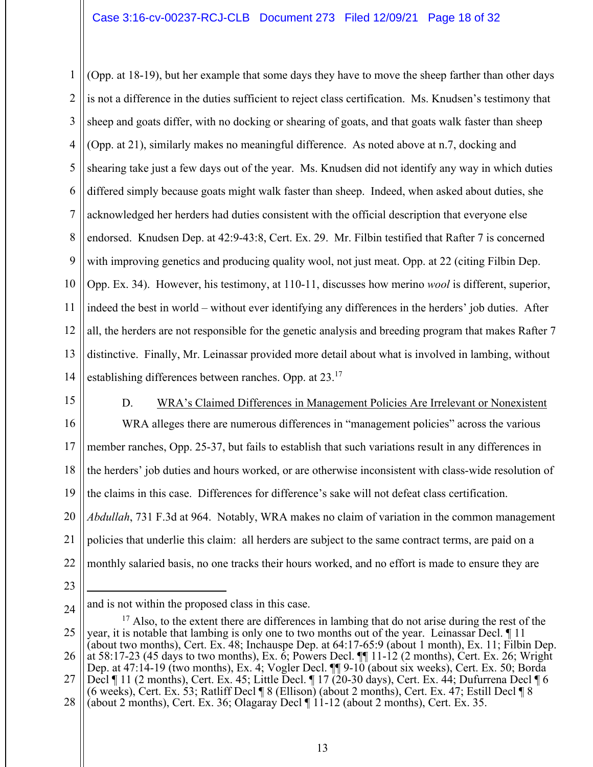(Opp. at 18-19), but her example that some days they have to move the sheep farther than other days is not a difference in the duties sufficient to reject class certification. Ms. Knudsen's testimony that sheep and goats differ, with no docking or shearing of goats, and that goats walk faster than sheep (Opp. at 21), similarly makes no meaningful difference. As noted above at n.7, docking and shearing take just a few days out of the year. Ms. Knudsen did not identify any way in which duties differed simply because goats might walk faster than sheep. Indeed, when asked about duties, she acknowledged her herders had duties consistent with the official description that everyone else endorsed. Knudsen Dep. at 42:9-43:8, Cert. Ex. 29. Mr. Filbin testified that Rafter 7 is concerned with improving genetics and producing quality wool, not just meat. Opp. at 22 (citing Filbin Dep. Opp. Ex. 34). However, his testimony, at 110-11, discusses how merino *wool* is different, superior, indeed the best in world – without ever identifying any differences in the herders' job duties. After all, the herders are not responsible for the genetic analysis and breeding program that makes Rafter 7 distinctive. Finally, Mr. Leinassar provided more detail about what is involved in lambing, without establishing differences between ranches. Opp. at 23.[17]

D. WRA's Claimed Differences in Management Policies Are Irrelevant or Nonexistent

WRA alleges there are numerous differences in "management policies" across the various member ranches, Opp. 25-37, but fails to establish that such variations result in any differences in the herders' job duties and hours worked, or are otherwise inconsistent with class-wide resolution of the claims in this case. Differences for difference's sake will not defeat class certification. *Abdullah*, 731 F.3d at 964. Notably, WRA makes no claim of variation in the common management policies that underlie this claim: all herders are subject to the same contract terms, are paid on a monthly salaried basis, no one tracks their hours worked, and no effort is made to ensure they are

---

and is not within the proposed class in this case.

[17] Also, to the extent there are differences in lambing that do not arise during the rest of the year, it is notable that lambing is only one to two months out of the year. Leinassar Decl. ¶ 11 (about two months), Cert. Ex. 48; Inchauspe Dep. at 64:17-65:9 (about 1 month), Ex. 11; Filbin Dep. at 58:17-23 (45 days to two months), Ex. 6; Powers Decl. ¶¶ 11-12 (2 months), Cert. Ex. 26; Wright Dep. at 47:14-19 (two months), Ex. 4; Vogler Decl. ¶¶ 9-10 (about six weeks), Cert. Ex. 50; Borda Decl ¶ 11 (2 months), Cert. Ex. 45; Little Decl. ¶ 17 (20-30 days), Cert. Ex. 44; Dufurrena Decl ¶ 6 (6 weeks), Cert. Ex. 53; Ratliff Decl ¶ 8 (Ellison) (about 2 months), Cert. Ex. 47; Estill Decl ¶ 8 (about 2 months), Cert. Ex. 36; Olagaray Decl ¶ 11-12 (about 2 months), Cert. Ex. 35.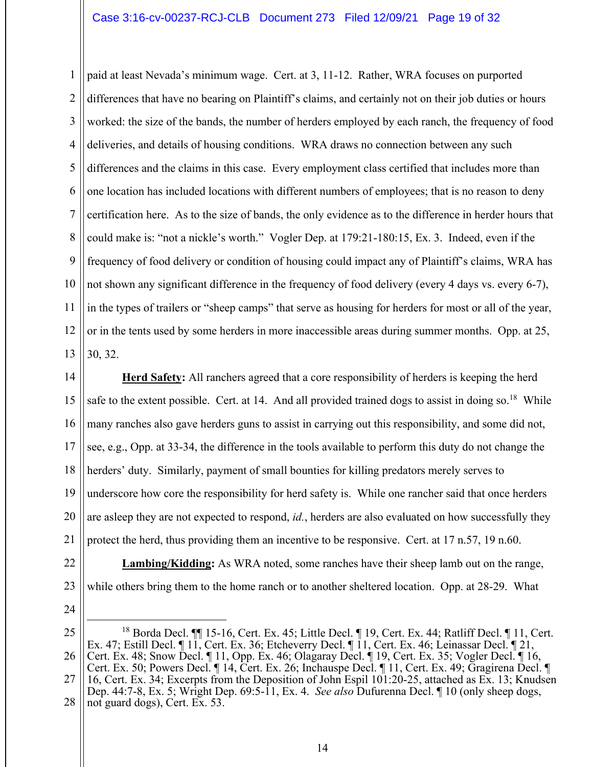paid at least Nevada's minimum wage. Cert. at 3, 11-12. Rather, WRA focuses on purported differences that have no bearing on Plaintiff's claims, and certainly not on their job duties or hours worked: the size of the bands, the number of herders employed by each ranch, the frequency of food deliveries, and details of housing conditions. WRA draws no connection between any such differences and the claims in this case. Every employment class certified that includes more than one location has included locations with different numbers of employees; that is no reason to deny certification here. As to the size of bands, the only evidence as to the difference in herder hours that could make is: "not a nickle's worth." Vogler Dep. at 179:21-180:15, Ex. 3. Indeed, even if the frequency of food delivery or condition of housing could impact any of Plaintiff's claims, WRA has not shown any significant difference in the frequency of food delivery (every 4 days vs. every 6-7), in the types of trailers or "sheep camps" that serve as housing for herders for most or all of the year, or in the tents used by some herders in more inaccessible areas during summer months. Opp. at 25, 30, 32.

**<u>Herd Safety</u>:** All ranchers agreed that a core responsibility of herders is keeping the herd safe to the extent possible. Cert. at 14. And all provided trained dogs to assist in doing so.[18] While many ranches also gave herders guns to assist in carrying out this responsibility, and some did not, see, e.g., Opp. at 33-34, the difference in the tools available to perform this duty do not change the herders' duty. Similarly, payment of small bounties for killing predators merely serves to underscore how core the responsibility for herd safety is. While one rancher said that once herders are asleep they are not expected to respond, *id.*, herders are also evaluated on how successfully they protect the herd, thus providing them an incentive to be responsive. Cert. at 17 n.57, 19 n.60.

**<u>Lambing/Kidding</u>:** As WRA noted, some ranches have their sheep lamb out on the range, while others bring them to the home ranch or to another sheltered location. Opp. at 28-29. What

---

[18] Borda Decl. ¶¶ 15-16, Cert. Ex. 45; Little Decl. ¶ 19, Cert. Ex. 44; Ratliff Decl. ¶ 11, Cert. Ex. 47; Estill Decl. ¶ 11, Cert. Ex. 36; Etcheverry Decl. ¶ 11, Cert. Ex. 46; Leinassar Decl. ¶ 21, Cert. Ex. 48; Snow Decl. ¶ 11, Opp. Ex. 46; Olagaray Decl. ¶ 19, Cert. Ex. 35; Vogler Decl. ¶ 16, Cert. Ex. 50; Powers Decl. ¶ 14, Cert. Ex. 26; Inchauspe Decl. ¶ 11, Cert. Ex. 49; Gragirena Decl. ¶ 16, Cert. Ex. 34; Excerpts from the Deposition of John Espil 101:20-25, attached as Ex. 13; Knudsen Dep. 44:7-8, Ex. 5; Wright Dep. 69:5-11, Ex. 4. *See also* Dufurenna Decl. ¶ 10 (only sheep dogs, not guard dogs), Cert. Ex. 53.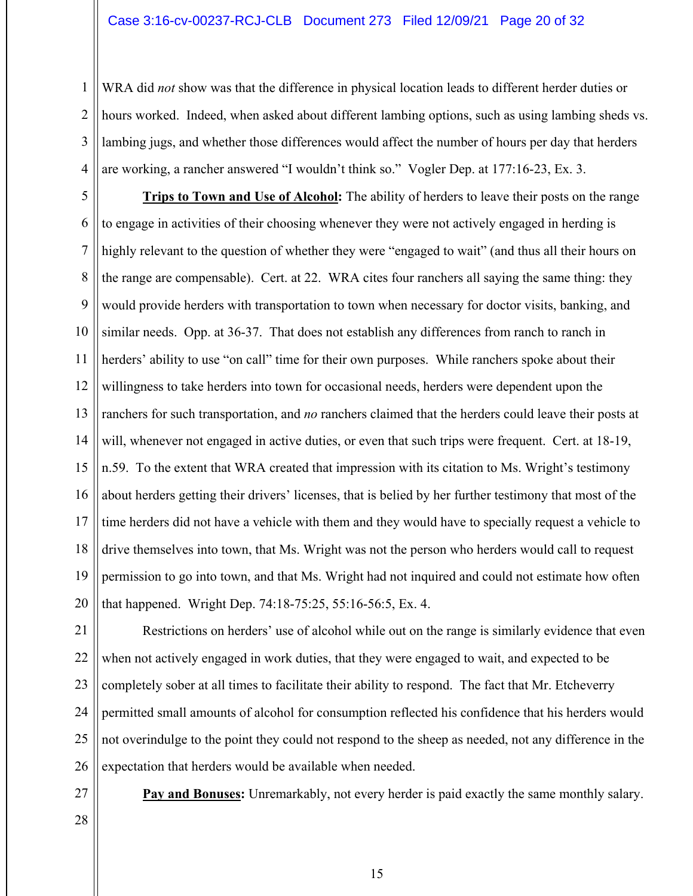WRA did *not* show was that the difference in physical location leads to different herder duties or hours worked. Indeed, when asked about different lambing options, such as using lambing sheds vs. lambing jugs, and whether those differences would affect the number of hours per day that herders are working, a rancher answered "I wouldn't think so." Vogler Dep. at 177:16-23, Ex. 3.

**Trips to Town and Use of Alcohol:** The ability of herders to leave their posts on the range to engage in activities of their choosing whenever they were not actively engaged in herding is highly relevant to the question of whether they were "engaged to wait" (and thus all their hours on the range are compensable). Cert. at 22. WRA cites four ranchers all saying the same thing: they would provide herders with transportation to town when necessary for doctor visits, banking, and similar needs. Opp. at 36-37. That does not establish any differences from ranch to ranch in herders' ability to use "on call" time for their own purposes. While ranchers spoke about their willingness to take herders into town for occasional needs, herders were dependent upon the ranchers for such transportation, and *no* ranchers claimed that the herders could leave their posts at will, whenever not engaged in active duties, or even that such trips were frequent. Cert. at 18-19, n.59. To the extent that WRA created that impression with its citation to Ms. Wright's testimony about herders getting their drivers' licenses, that is belied by her further testimony that most of the time herders did not have a vehicle with them and they would have to specially request a vehicle to drive themselves into town, that Ms. Wright was not the person who herders would call to request permission to go into town, and that Ms. Wright had not inquired and could not estimate how often that happened. Wright Dep. 74:18-75:25, 55:16-56:5, Ex. 4.

Restrictions on herders' use of alcohol while out on the range is similarly evidence that even when not actively engaged in work duties, that they were engaged to wait, and expected to be completely sober at all times to facilitate their ability to respond. The fact that Mr. Etcheverry permitted small amounts of alcohol for consumption reflected his confidence that his herders would not overindulge to the point they could not respond to the sheep as needed, not any difference in the expectation that herders would be available when needed.

**Pay and Bonuses:** Unremarkably, not every herder is paid exactly the same monthly salary.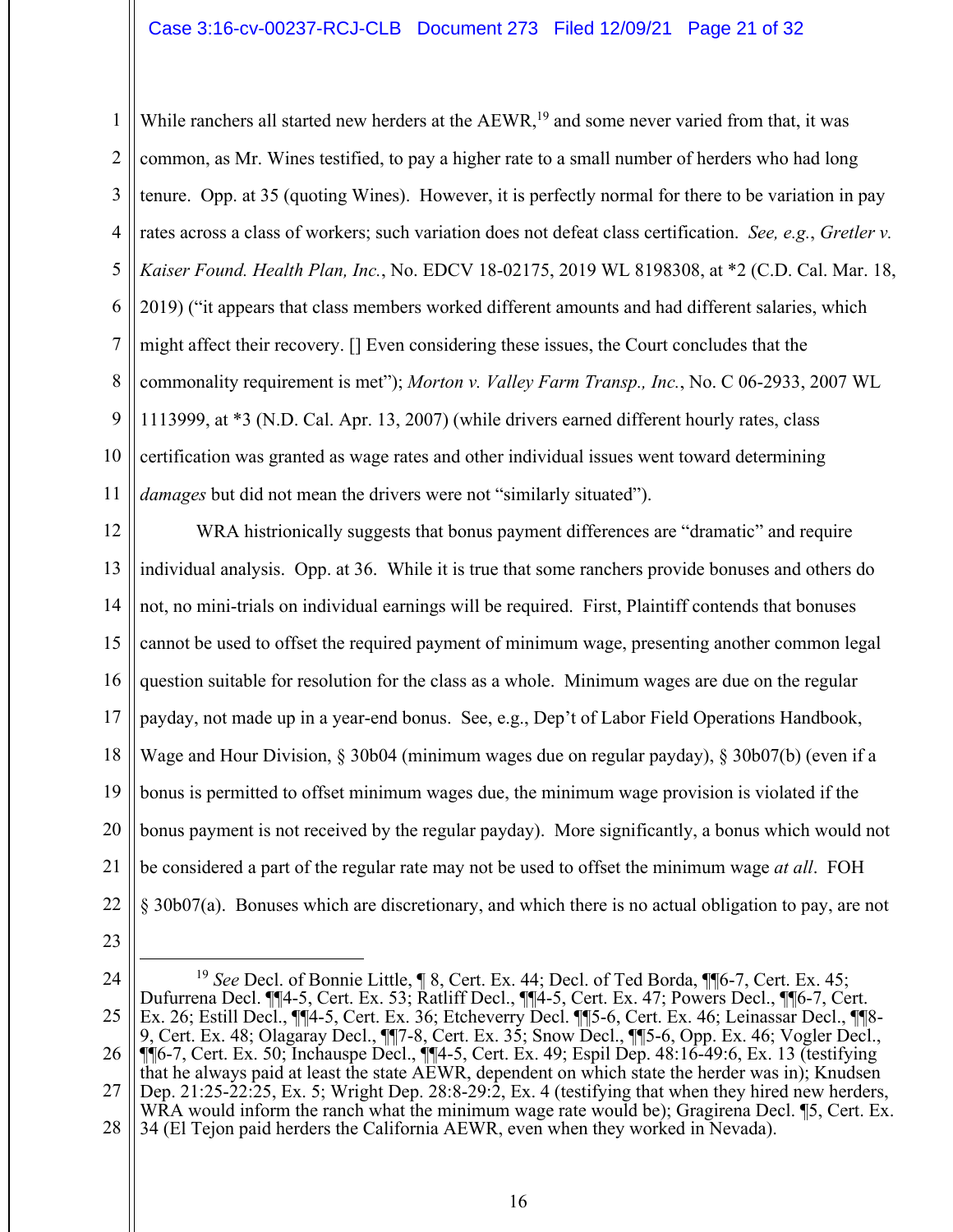While ranchers all started new herders at the AEWR,[19] and some never varied from that, it was common, as Mr. Wines testified, to pay a higher rate to a small number of herders who had long tenure. Opp. at 35 (quoting Wines). However, it is perfectly normal for there to be variation in pay rates across a class of workers; such variation does not defeat class certification. *See, e.g.*, *Gretler v. Kaiser Found. Health Plan, Inc.*, No. EDCV 18-02175, 2019 WL 8198308, at *2 (C.D. Cal. Mar. 18, 2019) ("it appears that class members worked different amounts and had different salaries, which might affect their recovery. [] Even considering these issues, the Court concludes that the commonality requirement is met"); *Morton v. Valley Farm Transp., Inc.*, No. C 06-2933, 2007 WL 1113999, at *3 (N.D. Cal. Apr. 13, 2007) (while drivers earned different hourly rates, class certification was granted as wage rates and other individual issues went toward determining *damages* but did not mean the drivers were not "similarly situated").

WRA histrionically suggests that bonus payment differences are "dramatic" and require individual analysis. Opp. at 36. While it is true that some ranchers provide bonuses and others do not, no mini-trials on individual earnings will be required. First, Plaintiff contends that bonuses cannot be used to offset the required payment of minimum wage, presenting another common legal question suitable for resolution for the class as a whole. Minimum wages are due on the regular payday, not made up in a year-end bonus. See, e.g., Dep't of Labor Field Operations Handbook, Wage and Hour Division, § 30b04 (minimum wages due on regular payday), § 30b07(b) (even if a bonus is permitted to offset minimum wages due, the minimum wage provision is violated if the bonus payment is not received by the regular payday). More significantly, a bonus which would not be considered a part of the regular rate may not be used to offset the minimum wage *at all*. FOH § 30b07(a). Bonuses which are discretionary, and which there is no actual obligation to pay, are not

---

[19] *See* Decl. of Bonnie Little, ¶ 8, Cert. Ex. 44; Decl. of Ted Borda, ¶¶6-7, Cert. Ex. 45; Dufurrena Decl. ¶¶4-5, Cert. Ex. 53; Ratliff Decl., ¶¶4-5, Cert. Ex. 47; Powers Decl., ¶¶6-7, Cert. Ex. 26; Estill Decl., ¶¶4-5, Cert. Ex. 36; Etcheverry Decl. ¶¶5-6, Cert. Ex. 46; Leinassar Decl., ¶¶8-9, Cert. Ex. 48; Olagaray Decl., ¶¶7-8, Cert. Ex. 35; Snow Decl., ¶¶5-6, Opp. Ex. 46; Vogler Decl., ¶¶6-7, Cert. Ex. 50; Inchauspe Decl., ¶¶4-5, Cert. Ex. 49; Espil Dep. 48:16-49:6, Ex. 13 (testifying that he always paid at least the state AEWR, dependent on which state the herder was in); Knudsen Dep. 21:25-22:25, Ex. 5; Wright Dep. 28:8-29:2, Ex. 4 (testifying that when they hired new herders, WRA would inform the ranch what the minimum wage rate would be); Gragirena Decl. ¶5, Cert. Ex. 34 (El Tejon paid herders the California AEWR, even when they worked in Nevada).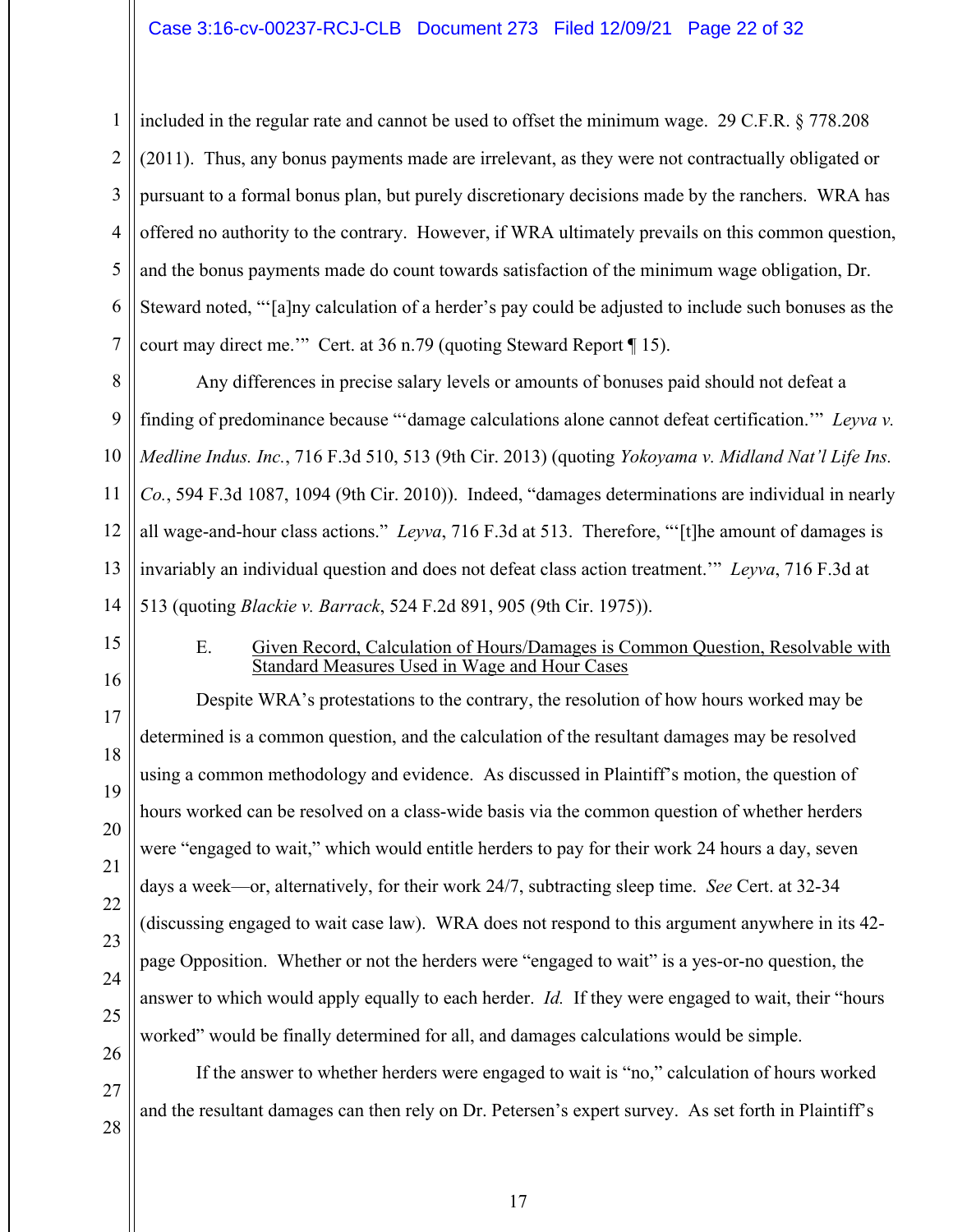included in the regular rate and cannot be used to offset the minimum wage. 29 C.F.R. § 778.208 (2011). Thus, any bonus payments made are irrelevant, as they were not contractually obligated or pursuant to a formal bonus plan, but purely discretionary decisions made by the ranchers. WRA has offered no authority to the contrary. However, if WRA ultimately prevails on this common question, and the bonus payments made do count towards satisfaction of the minimum wage obligation, Dr. Steward noted, "'[a]ny calculation of a herder's pay could be adjusted to include such bonuses as the court may direct me.'" Cert. at 36 n.79 (quoting Steward Report ¶ 15).

Any differences in precise salary levels or amounts of bonuses paid should not defeat a finding of predominance because "'damage calculations alone cannot defeat certification.'" *Leyva v. Medline Indus. Inc.*, 716 F.3d 510, 513 (9th Cir. 2013) (quoting *Yokoyama v. Midland Nat'l Life Ins. Co.*, 594 F.3d 1087, 1094 (9th Cir. 2010)). Indeed, "damages determinations are individual in nearly all wage-and-hour class actions." *Leyva*, 716 F.3d at 513. Therefore, "'[t]he amount of damages is invariably an individual question and does not defeat class action treatment.'" *Leyva*, 716 F.3d at 513 (quoting *Blackie v. Barrack*, 524 F.2d 891, 905 (9th Cir. 1975)).

### E. Given Record, Calculation of Hours/Damages is Common Question, Resolvable with Standard Measures Used in Wage and Hour Cases

Despite WRA's protestations to the contrary, the resolution of how hours worked may be determined is a common question, and the calculation of the resultant damages may be resolved using a common methodology and evidence. As discussed in Plaintiff's motion, the question of hours worked can be resolved on a class-wide basis via the common question of whether herders were "engaged to wait," which would entitle herders to pay for their work 24 hours a day, seven days a week—or, alternatively, for their work 24/7, subtracting sleep time. *See* Cert. at 32-34 (discussing engaged to wait case law). WRA does not respond to this argument anywhere in its 42-page Opposition. Whether or not the herders were "engaged to wait" is a yes-or-no question, the answer to which would apply equally to each herder. *Id.* If they were engaged to wait, their "hours worked" would be finally determined for all, and damages calculations would be simple.

If the answer to whether herders were engaged to wait is "no," calculation of hours worked and the resultant damages can then rely on Dr. Petersen's expert survey. As set forth in Plaintiff's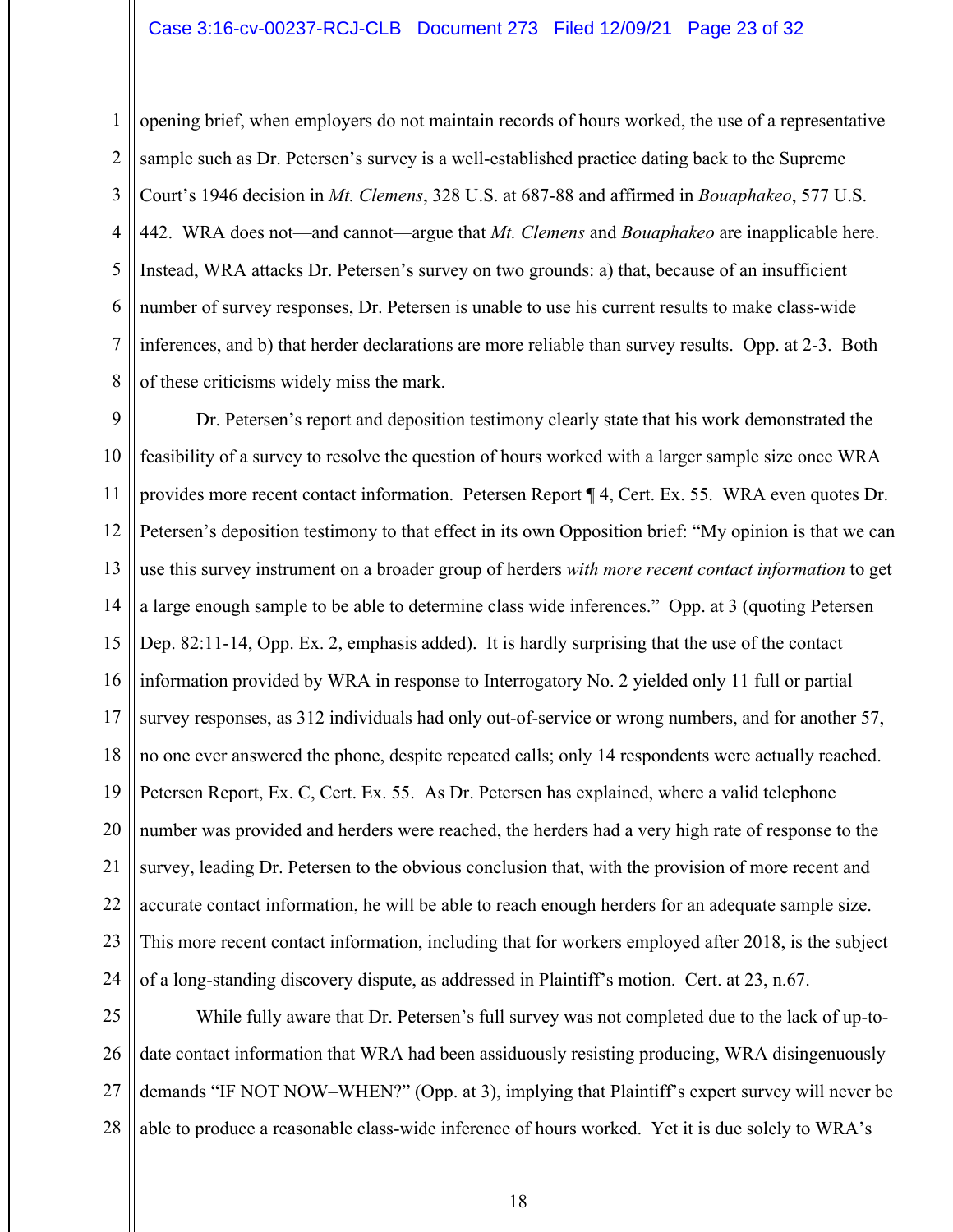opening brief, when employers do not maintain records of hours worked, the use of a representative sample such as Dr. Petersen's survey is a well-established practice dating back to the Supreme Court's 1946 decision in *Mt. Clemens*, 328 U.S. at 687-88 and affirmed in *Bouaphakeo*, 577 U.S. 442. WRA does not—and cannot—argue that *Mt. Clemens* and *Bouaphakeo* are inapplicable here. Instead, WRA attacks Dr. Petersen's survey on two grounds: a) that, because of an insufficient number of survey responses, Dr. Petersen is unable to use his current results to make class-wide inferences, and b) that herder declarations are more reliable than survey results. Opp. at 2-3. Both of these criticisms widely miss the mark.

Dr. Petersen's report and deposition testimony clearly state that his work demonstrated the feasibility of a survey to resolve the question of hours worked with a larger sample size once WRA provides more recent contact information. Petersen Report ¶ 4, Cert. Ex. 55. WRA even quotes Dr. Petersen's deposition testimony to that effect in its own Opposition brief: "My opinion is that we can use this survey instrument on a broader group of herders *with more recent contact information* to get a large enough sample to be able to determine class wide inferences." Opp. at 3 (quoting Petersen Dep. 82:11-14, Opp. Ex. 2, emphasis added). It is hardly surprising that the use of the contact information provided by WRA in response to Interrogatory No. 2 yielded only 11 full or partial survey responses, as 312 individuals had only out-of-service or wrong numbers, and for another 57, no one ever answered the phone, despite repeated calls; only 14 respondents were actually reached. Petersen Report, Ex. C, Cert. Ex. 55. As Dr. Petersen has explained, where a valid telephone number was provided and herders were reached, the herders had a very high rate of response to the survey, leading Dr. Petersen to the obvious conclusion that, with the provision of more recent and accurate contact information, he will be able to reach enough herders for an adequate sample size. This more recent contact information, including that for workers employed after 2018, is the subject of a long-standing discovery dispute, as addressed in Plaintiff's motion. Cert. at 23, n.67.

While fully aware that Dr. Petersen's full survey was not completed due to the lack of up-to-date contact information that WRA had been assiduously resisting producing, WRA disingenuously demands "IF NOT NOW–WHEN?" (Opp. at 3), implying that Plaintiff's expert survey will never be able to produce a reasonable class-wide inference of hours worked. Yet it is due solely to WRA's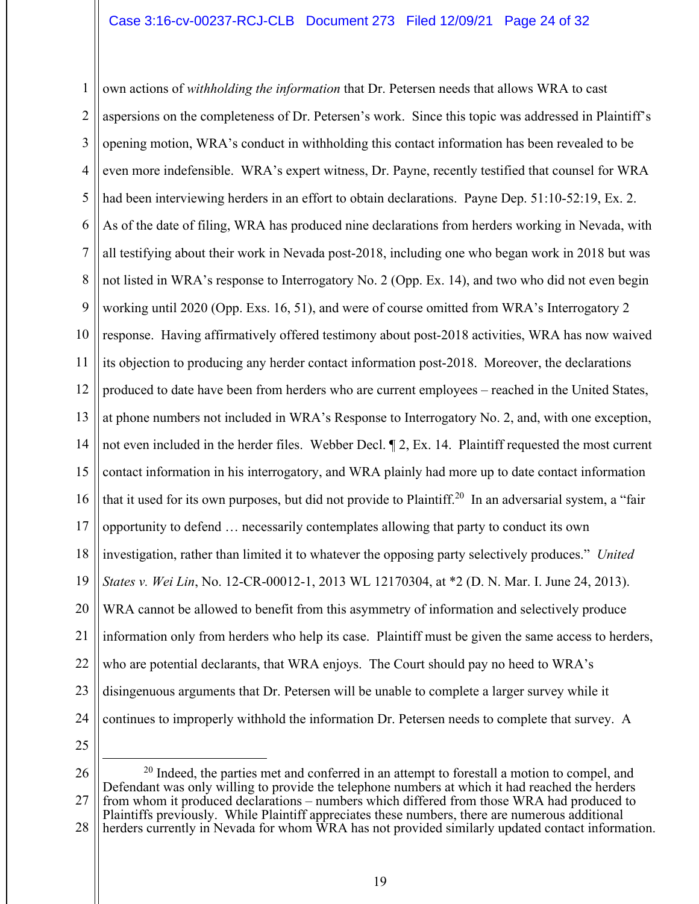own actions of *withholding the information* that Dr. Petersen needs that allows WRA to cast aspersions on the completeness of Dr. Petersen's work. Since this topic was addressed in Plaintiff's opening motion, WRA's conduct in withholding this contact information has been revealed to be even more indefensible. WRA's expert witness, Dr. Payne, recently testified that counsel for WRA had been interviewing herders in an effort to obtain declarations. Payne Dep. 51:10-52:19, Ex. 2. As of the date of filing, WRA has produced nine declarations from herders working in Nevada, with all testifying about their work in Nevada post-2018, including one who began work in 2018 but was not listed in WRA's response to Interrogatory No. 2 (Opp. Ex. 14), and two who did not even begin working until 2020 (Opp. Exs. 16, 51), and were of course omitted from WRA's Interrogatory 2 response. Having affirmatively offered testimony about post-2018 activities, WRA has now waived its objection to producing any herder contact information post-2018. Moreover, the declarations produced to date have been from herders who are current employees – reached in the United States, at phone numbers not included in WRA's Response to Interrogatory No. 2, and, with one exception, not even included in the herder files. Webber Decl. ¶ 2, Ex. 14. Plaintiff requested the most current contact information in his interrogatory, and WRA plainly had more up to date contact information that it used for its own purposes, but did not provide to Plaintiff.[20] In an adversarial system, a "fair opportunity to defend … necessarily contemplates allowing that party to conduct its own investigation, rather than limited it to whatever the opposing party selectively produces." *United States v. Wei Lin*, No. 12-CR-00012-1, 2013 WL 12170304, at *2 (D. N. Mar. I. June 24, 2013). WRA cannot be allowed to benefit from this asymmetry of information and selectively produce information only from herders who help its case. Plaintiff must be given the same access to herders, who are potential declarants, that WRA enjoys. The Court should pay no heed to WRA's disingenuous arguments that Dr. Petersen will be unable to complete a larger survey while it continues to improperly withhold the information Dr. Petersen needs to complete that survey. A

---

[20] Indeed, the parties met and conferred in an attempt to forestall a motion to compel, and Defendant was only willing to provide the telephone numbers at which it had reached the herders from whom it produced declarations – numbers which differed from those WRA had produced to Plaintiffs previously. While Plaintiff appreciates these numbers, there are numerous additional herders currently in Nevada for whom WRA has not provided similarly updated contact information.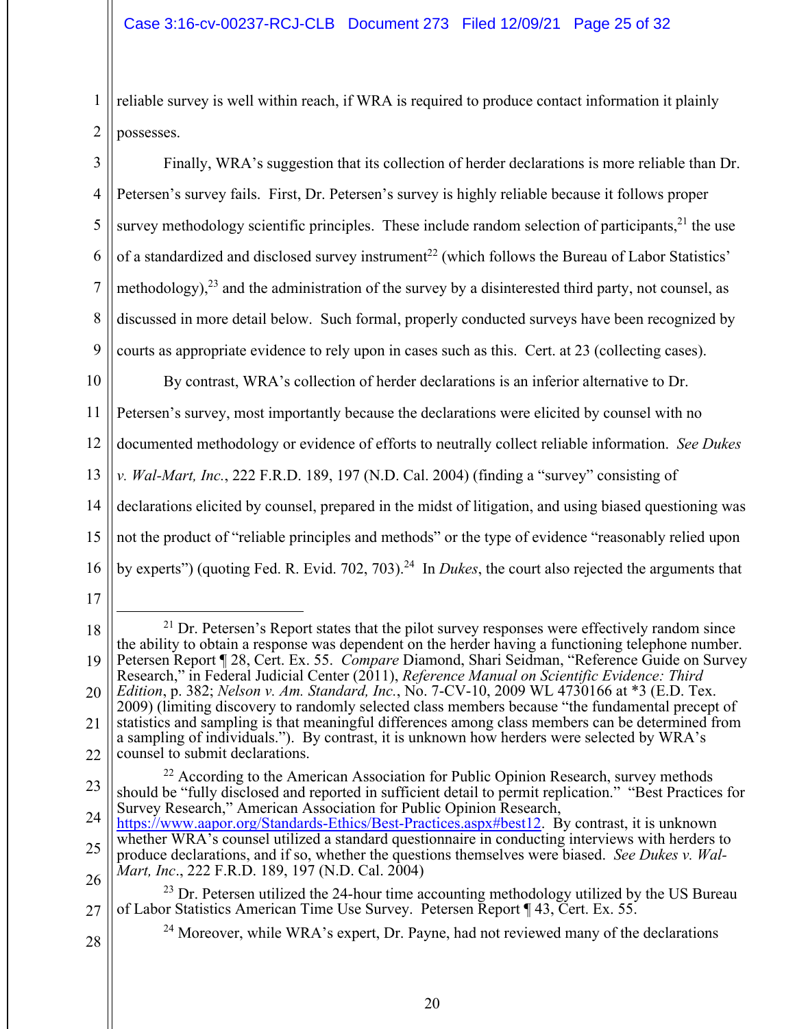reliable survey is well within reach, if WRA is required to produce contact information it plainly possesses.

Finally, WRA's suggestion that its collection of herder declarations is more reliable than Dr. Petersen's survey fails. First, Dr. Petersen's survey is highly reliable because it follows proper survey methodology scientific principles. These include random selection of participants,[21] the use of a standardized and disclosed survey instrument[22] (which follows the Bureau of Labor Statistics' methodology),[23] and the administration of the survey by a disinterested third party, not counsel, as discussed in more detail below. Such formal, properly conducted surveys have been recognized by courts as appropriate evidence to rely upon in cases such as this. Cert. at 23 (collecting cases).

By contrast, WRA's collection of herder declarations is an inferior alternative to Dr. Petersen's survey, most importantly because the declarations were elicited by counsel with no documented methodology or evidence of efforts to neutrally collect reliable information. *See Dukes v. Wal-Mart, Inc.*, 222 F.R.D. 189, 197 (N.D. Cal. 2004) (finding a "survey" consisting of declarations elicited by counsel, prepared in the midst of litigation, and using biased questioning was not the product of "reliable principles and methods" or the type of evidence "reasonably relied upon by experts") (quoting Fed. R. Evid. 702, 703).[24] In *Dukes*, the court also rejected the arguments that

---

[21] Dr. Petersen's Report states that the pilot survey responses were effectively random since the ability to obtain a response was dependent on the herder having a functioning telephone number. Petersen Report ¶ 28, Cert. Ex. 55. *Compare* Diamond, Shari Seidman, "Reference Guide on Survey Research," in Federal Judicial Center (2011), *Reference Manual on Scientific Evidence: Third Edition*, p. 382; *Nelson v. Am. Standard, Inc.*, No. 7-CV-10, 2009 WL 4730166 at *3 (E.D. Tex. 2009) (limiting discovery to randomly selected class members because "the fundamental precept of statistics and sampling is that meaningful differences among class members can be determined from a sampling of individuals."). By contrast, it is unknown how herders were selected by WRA's counsel to submit declarations.

[22] According to the American Association for Public Opinion Research, survey methods should be "fully disclosed and reported in sufficient detail to permit replication." "Best Practices for Survey Research," American Association for Public Opinion Research, https://www.aapor.org/Standards-Ethics/Best-Practices.aspx#best12. By contrast, it is unknown whether WRA's counsel utilized a standard questionnaire in conducting interviews with herders to produce declarations, and if so, whether the questions themselves were biased. *See Dukes v. Wal-Mart, Inc*., 222 F.R.D. 189, 197 (N.D. Cal. 2004)

[23] Dr. Petersen utilized the 24-hour time accounting methodology utilized by the US Bureau of Labor Statistics American Time Use Survey. Petersen Report ¶ 43, Cert. Ex. 55.

[24] Moreover, while WRA's expert, Dr. Payne, had not reviewed many of the declarations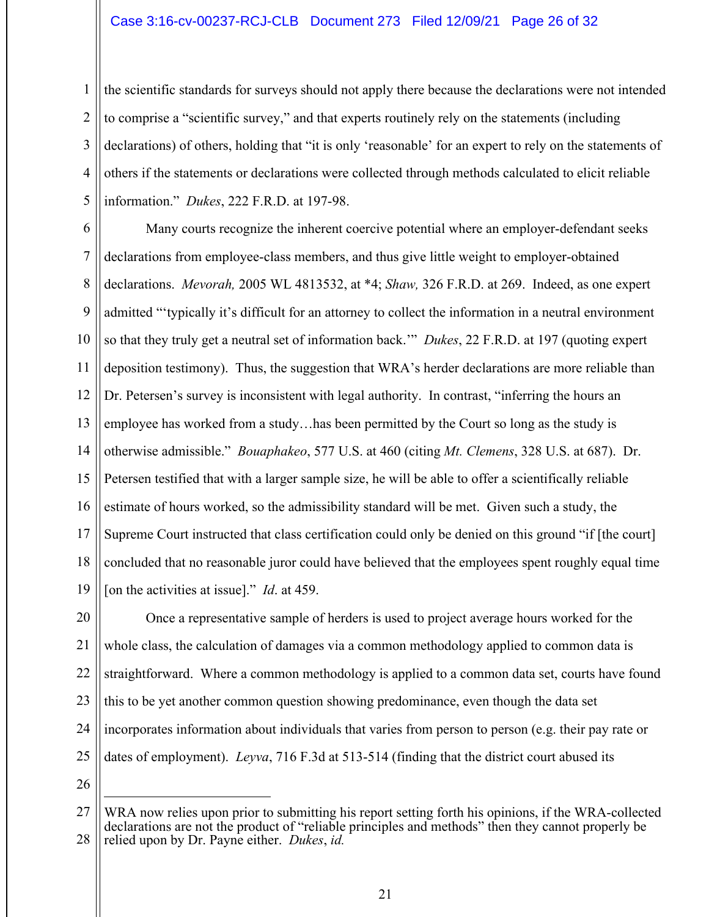the scientific standards for surveys should not apply there because the declarations were not intended to comprise a "scientific survey," and that experts routinely rely on the statements (including declarations) of others, holding that "it is only 'reasonable' for an expert to rely on the statements of others if the statements or declarations were collected through methods calculated to elicit reliable information." *Dukes*, 222 F.R.D. at 197-98.

Many courts recognize the inherent coercive potential where an employer-defendant seeks declarations from employee-class members, and thus give little weight to employer-obtained declarations. *Mevorah,* 2005 WL 4813532, at *4; *Shaw,* 326 F.R.D. at 269. Indeed, as one expert admitted "'typically it's difficult for an attorney to collect the information in a neutral environment so that they truly get a neutral set of information back.'" *Dukes*, 22 F.R.D. at 197 (quoting expert deposition testimony). Thus, the suggestion that WRA's herder declarations are more reliable than Dr. Petersen's survey is inconsistent with legal authority. In contrast, "inferring the hours an employee has worked from a study…has been permitted by the Court so long as the study is otherwise admissible." *Bouaphakeo*, 577 U.S. at 460 (citing *Mt. Clemens*, 328 U.S. at 687). Dr. Petersen testified that with a larger sample size, he will be able to offer a scientifically reliable estimate of hours worked, so the admissibility standard will be met. Given such a study, the Supreme Court instructed that class certification could only be denied on this ground "if [the court] concluded that no reasonable juror could have believed that the employees spent roughly equal time [on the activities at issue]." *Id*. at 459.

Once a representative sample of herders is used to project average hours worked for the whole class, the calculation of damages via a common methodology applied to common data is straightforward. Where a common methodology is applied to a common data set, courts have found this to be yet another common question showing predominance, even though the data set incorporates information about individuals that varies from person to person (e.g. their pay rate or dates of employment). *Leyva*, 716 F.3d at 513-514 (finding that the district court abused its

---

WRA now relies upon prior to submitting his report setting forth his opinions, if the WRA-collected declarations are not the product of "reliable principles and methods" then they cannot properly be relied upon by Dr. Payne either. *Dukes*, *id.*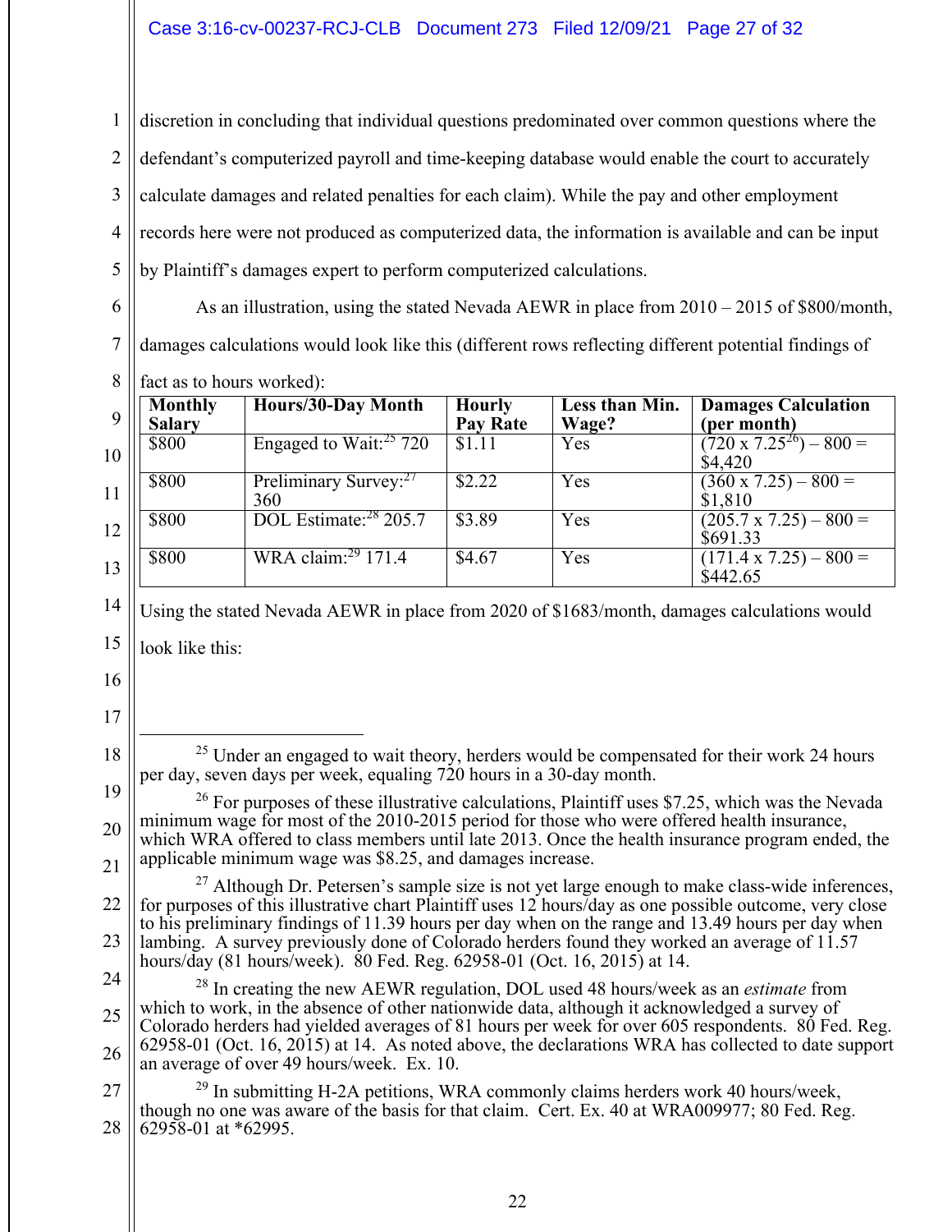discretion in concluding that individual questions predominated over common questions where the defendant's computerized payroll and time-keeping database would enable the court to accurately calculate damages and related penalties for each claim). While the pay and other employment records here were not produced as computerized data, the information is available and can be input by Plaintiff's damages expert to perform computerized calculations.

As an illustration, using the stated Nevada AEWR in place from 2010 – 2015 of $800/month, damages calculations would look like this (different rows reflecting different potential findings of fact as to hours worked):

| Monthly Salary | Hours/30-Day Month | Hourly Pay Rate | Less than Min. Wage? | Damages Calculation (per month) |
|---|---|---|---|---|
| $800 | Engaged to Wait:[25] 720 | $1.11 | Yes | (720 x 7.25[26]) – 800 = $4,420 |
| $800 | Preliminary Survey:[27] 360 | $2.22 | Yes | (360 x 7.25) – 800 = $1,810 |
| $800 | DOL Estimate:[28] 205.7 | $3.89 | Yes | (205.7 x 7.25) – 800 = $691.33 |
| $800 | WRA claim:[29] 171.4 | $4.67 | Yes | (171.4 x 7.25) – 800 = $442.65 |

Using the stated Nevada AEWR in place from 2020 of $1683/month, damages calculations would look like this:

---

[25] Under an engaged to wait theory, herders would be compensated for their work 24 hours per day, seven days per week, equaling 720 hours in a 30-day month.

[26] For purposes of these illustrative calculations, Plaintiff uses $7.25, which was the Nevada minimum wage for most of the 2010-2015 period for those who were offered health insurance, which WRA offered to class members until late 2013. Once the health insurance program ended, the applicable minimum wage was $8.25, and damages increase.

[27] Although Dr. Petersen's sample size is not yet large enough to make class-wide inferences, for purposes of this illustrative chart Plaintiff uses 12 hours/day as one possible outcome, very close to his preliminary findings of 11.39 hours per day when on the range and 13.49 hours per day when lambing. A survey previously done of Colorado herders found they worked an average of 11.57 hours/day (81 hours/week). 80 Fed. Reg. 62958-01 (Oct. 16, 2015) at 14.

[28] In creating the new AEWR regulation, DOL used 48 hours/week as an *estimate* from which to work, in the absence of other nationwide data, although it acknowledged a survey of Colorado herders had yielded averages of 81 hours per week for over 605 respondents. 80 Fed. Reg. 62958-01 (Oct. 16, 2015) at 14. As noted above, the declarations WRA has collected to date support an average of over 49 hours/week. Ex. 10.

[29] In submitting H-2A petitions, WRA commonly claims herders work 40 hours/week, though no one was aware of the basis for that claim. Cert. Ex. 40 at WRA009977; 80 Fed. Reg. 62958-01 at *62995.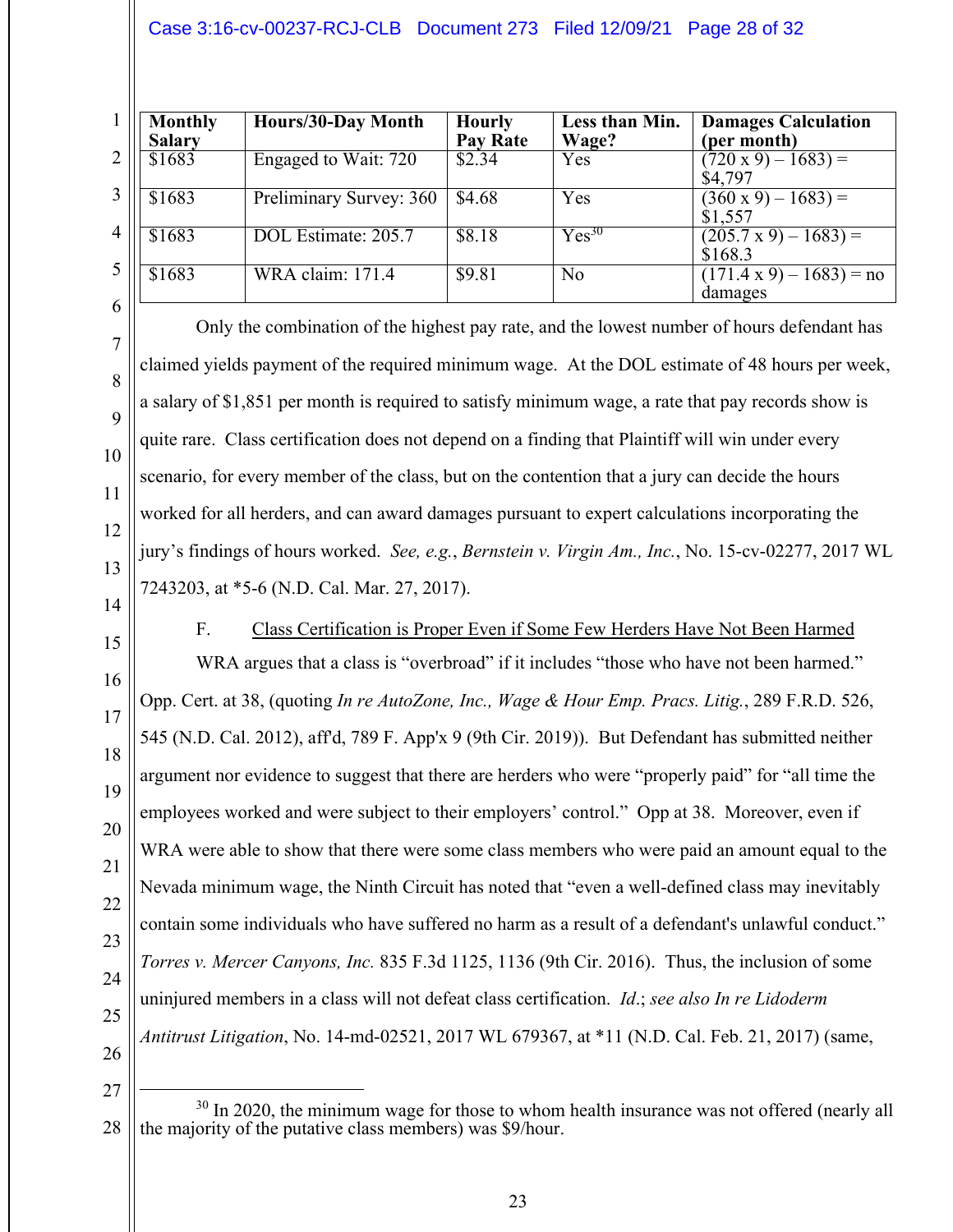| Monthly Salary | Hours/30-Day Month | Hourly Pay Rate | Less than Min. Wage? | Damages Calculation (per month) |
|---|---|---|---|---|
| $1683 | Engaged to Wait: 720 | $2.34 | Yes | (720 x 9) – 1683) = $4,797 |
| $1683 | Preliminary Survey: 360 | $4.68 | Yes | (360 x 9) – 1683) = $1,557 |
| $1683 | DOL Estimate: 205.7 | $8.18 | Yes[30] | (205.7 x 9) – 1683) = $168.3 |
| $1683 | WRA claim: 171.4 | $9.81 | No | (171.4 x 9) – 1683) = no damages |

Only the combination of the highest pay rate, and the lowest number of hours defendant has claimed yields payment of the required minimum wage. At the DOL estimate of 48 hours per week, a salary of $1,851 per month is required to satisfy minimum wage, a rate that pay records show is quite rare. Class certification does not depend on a finding that Plaintiff will win under every scenario, for every member of the class, but on the contention that a jury can decide the hours worked for all herders, and can award damages pursuant to expert calculations incorporating the jury's findings of hours worked. *See, e.g.*, *Bernstein v. Virgin Am., Inc.*, No. 15-cv-02277, 2017 WL 7243203, at *5-6 (N.D. Cal. Mar. 27, 2017).

F. Class Certification is Proper Even if Some Few Herders Have Not Been Harmed

WRA argues that a class is "overbroad" if it includes "those who have not been harmed." Opp. Cert. at 38, (quoting *In re AutoZone, Inc., Wage & Hour Emp. Pracs. Litig.*, 289 F.R.D. 526, 545 (N.D. Cal. 2012), aff'd, 789 F. App'x 9 (9th Cir. 2019)). But Defendant has submitted neither argument nor evidence to suggest that there are herders who were "properly paid" for "all time the employees worked and were subject to their employers' control." Opp at 38. Moreover, even if WRA were able to show that there were some class members who were paid an amount equal to the Nevada minimum wage, the Ninth Circuit has noted that "even a well-defined class may inevitably contain some individuals who have suffered no harm as a result of a defendant's unlawful conduct." *Torres v. Mercer Canyons, Inc.* 835 F.3d 1125, 1136 (9th Cir. 2016). Thus, the inclusion of some uninjured members in a class will not defeat class certification. *Id.*; *see also In re Lidoderm Antitrust Litigation*, No. 14-md-02521, 2017 WL 679367, at *11 (N.D. Cal. Feb. 21, 2017) (same,

---

[30] In 2020, the minimum wage for those to whom health insurance was not offered (nearly all the majority of the putative class members) was $9/hour.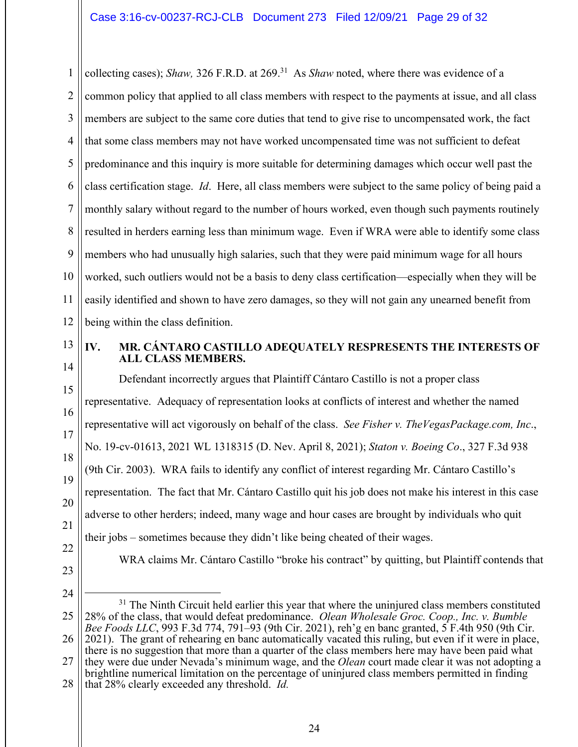collecting cases); *Shaw,* 326 F.R.D. at 269.[31] As *Shaw* noted, where there was evidence of a common policy that applied to all class members with respect to the payments at issue, and all class members are subject to the same core duties that tend to give rise to uncompensated work, the fact that some class members may not have worked uncompensated time was not sufficient to defeat predominance and this inquiry is more suitable for determining damages which occur well past the class certification stage. *Id*. Here, all class members were subject to the same policy of being paid a monthly salary without regard to the number of hours worked, even though such payments routinely resulted in herders earning less than minimum wage. Even if WRA were able to identify some class members who had unusually high salaries, such that they were paid minimum wage for all hours worked, such outliers would not be a basis to deny class certification—especially when they will be easily identified and shown to have zero damages, so they will not gain any unearned benefit from being within the class definition.

## IV. MR. CÁNTARO CASTILLO ADEQUATELY RESPRESENTS THE INTERESTS OF ALL CLASS MEMBERS.

Defendant incorrectly argues that Plaintiff Cántaro Castillo is not a proper class representative. Adequacy of representation looks at conflicts of interest and whether the named representative will act vigorously on behalf of the class. *See Fisher v. TheVegasPackage.com, Inc*., No. 19-cv-01613, 2021 WL 1318315 (D. Nev. April 8, 2021); *Staton v. Boeing Co*., 327 F.3d 938 (9th Cir. 2003). WRA fails to identify any conflict of interest regarding Mr. Cántaro Castillo's representation. The fact that Mr. Cántaro Castillo quit his job does not make his interest in this case adverse to other herders; indeed, many wage and hour cases are brought by individuals who quit their jobs – sometimes because they didn't like being cheated of their wages.

WRA claims Mr. Cántaro Castillo "broke his contract" by quitting, but Plaintiff contends that

---

[31] The Ninth Circuit held earlier this year that where the uninjured class members constituted 28% of the class, that would defeat predominance. *Olean Wholesale Groc. Coop., Inc. v. Bumble Bee Foods LLC*, 993 F.3d 774, 791–93 (9th Cir. 2021), reh'g en banc granted, 5 F.4th 950 (9th Cir. 2021). The grant of rehearing en banc automatically vacated this ruling, but even if it were in place, there is no suggestion that more than a quarter of the class members here may have been paid what they were due under Nevada's minimum wage, and the *Olean* court made clear it was not adopting a brightline numerical limitation on the percentage of uninjured class members permitted in finding that 28% clearly exceeded any threshold. *Id.*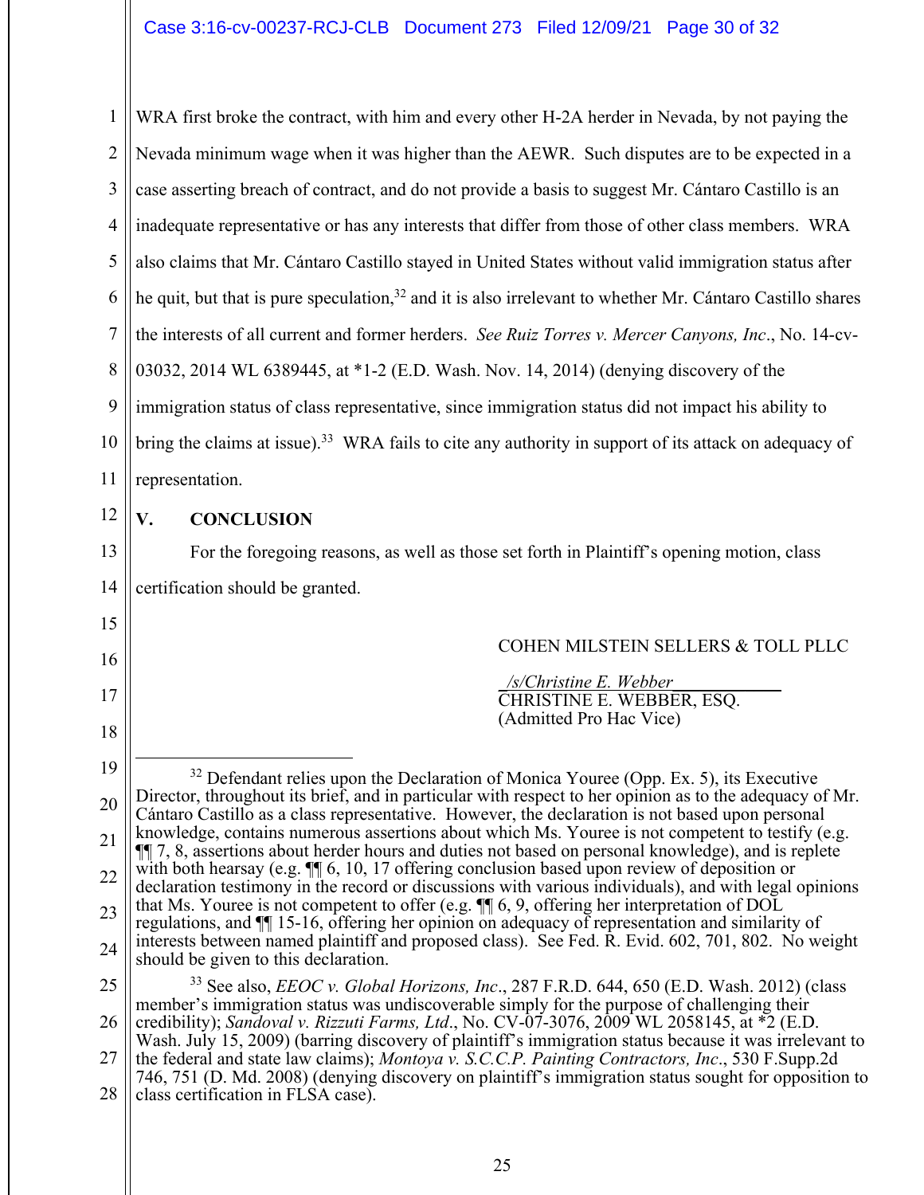WRA first broke the contract, with him and every other H-2A herder in Nevada, by not paying the Nevada minimum wage when it was higher than the AEWR. Such disputes are to be expected in a case asserting breach of contract, and do not provide a basis to suggest Mr. Cántaro Castillo is an inadequate representative or has any interests that differ from those of other class members. WRA also claims that Mr. Cántaro Castillo stayed in United States without valid immigration status after he quit, but that is pure speculation,[32] and it is also irrelevant to whether Mr. Cántaro Castillo shares the interests of all current and former herders. *See Ruiz Torres v. Mercer Canyons, Inc*., No. 14-cv-03032, 2014 WL 6389445, at *1-2 (E.D. Wash. Nov. 14, 2014) (denying discovery of the immigration status of class representative, since immigration status did not impact his ability to bring the claims at issue).[33] WRA fails to cite any authority in support of its attack on adequacy of representation.

## V. CONCLUSION

For the foregoing reasons, as well as those set forth in Plaintiff's opening motion, class certification should be granted.

COHEN MILSTEIN SELLERS & TOLL PLLC

/s/Christine E. Webber
CHRISTINE E. WEBBER, ESQ.
(Admitted Pro Hac Vice)

---

[32] Defendant relies upon the Declaration of Monica Youree (Opp. Ex. 5), its Executive Director, throughout its brief, and in particular with respect to her opinion as to the adequacy of Mr. Cántaro Castillo as a class representative. However, the declaration is not based upon personal knowledge, contains numerous assertions about which Ms. Youree is not competent to testify (e.g. ¶¶ 7, 8, assertions about herder hours and duties not based on personal knowledge), and is replete with both hearsay (e.g. ¶¶ 6, 10, 17 offering conclusion based upon review of deposition or declaration testimony in the record or discussions with various individuals), and with legal opinions that Ms. Youree is not competent to offer (e.g. ¶¶ 6, 9, offering her interpretation of DOL regulations, and ¶¶ 15-16, offering her opinion on adequacy of representation and similarity of interests between named plaintiff and proposed class). See Fed. R. Evid. 602, 701, 802. No weight should be given to this declaration.

[33] See also, *EEOC v. Global Horizons, Inc*., 287 F.R.D. 644, 650 (E.D. Wash. 2012) (class member's immigration status was undiscoverable simply for the purpose of challenging their credibility); *Sandoval v. Rizzuti Farms, Ltd*., No. CV-07-3076, 2009 WL 2058145, at *2 (E.D. Wash. July 15, 2009) (barring discovery of plaintiff's immigration status because it was irrelevant to the federal and state law claims); *Montoya v. S.C.C.P. Painting Contractors, Inc*., 530 F.Supp.2d 746, 751 (D. Md. 2008) (denying discovery on plaintiff's immigration status sought for opposition to class certification in FLSA case).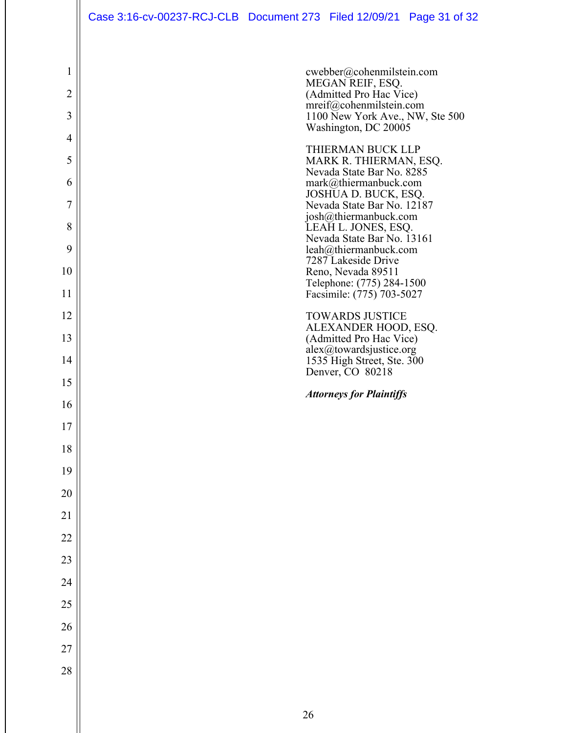cwebber@cohenmilstein.com
MEGAN REIF, ESQ.
(Admitted Pro Hac Vice)
mreif@cohenmilstein.com
1100 New York Ave., NW, Ste 500
Washington, DC 20005

THIERMAN BUCK LLP
MARK R. THIERMAN, ESQ.
Nevada State Bar No. 8285
mark@thiermanbuck.com
JOSHUA D. BUCK, ESQ.
Nevada State Bar No. 12187
josh@thiermanbuck.com
LEAH L. JONES, ESQ.
Nevada State Bar No. 13161
leah@thiermanbuck.com
7287 Lakeside Drive
Reno, Nevada 89511
Telephone: (775) 284-1500
Facsimile: (775) 703-5027

TOWARDS JUSTICE
ALEXANDER HOOD, ESQ.
(Admitted Pro Hac Vice)
alex@towardsjustice.org
1535 High Street, Ste. 300
Denver, CO 80218

***Attorneys for Plaintiffs***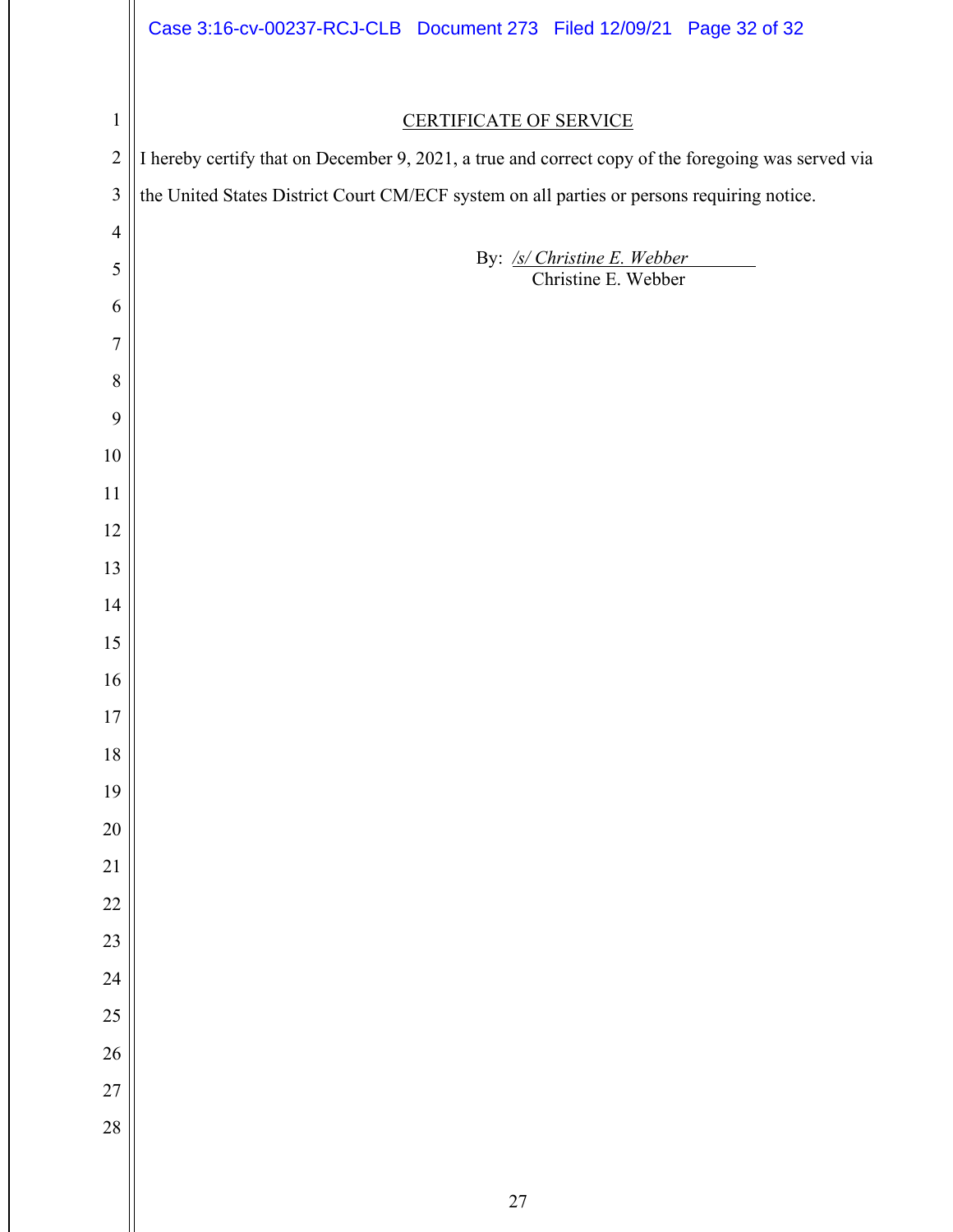# CERTIFICATE OF SERVICE

I hereby certify that on December 9, 2021, a true and correct copy of the foregoing was served via the United States District Court CM/ECF system on all parties or persons requiring notice.

By: */s/ Christine E. Webber*
Christine E. Webber